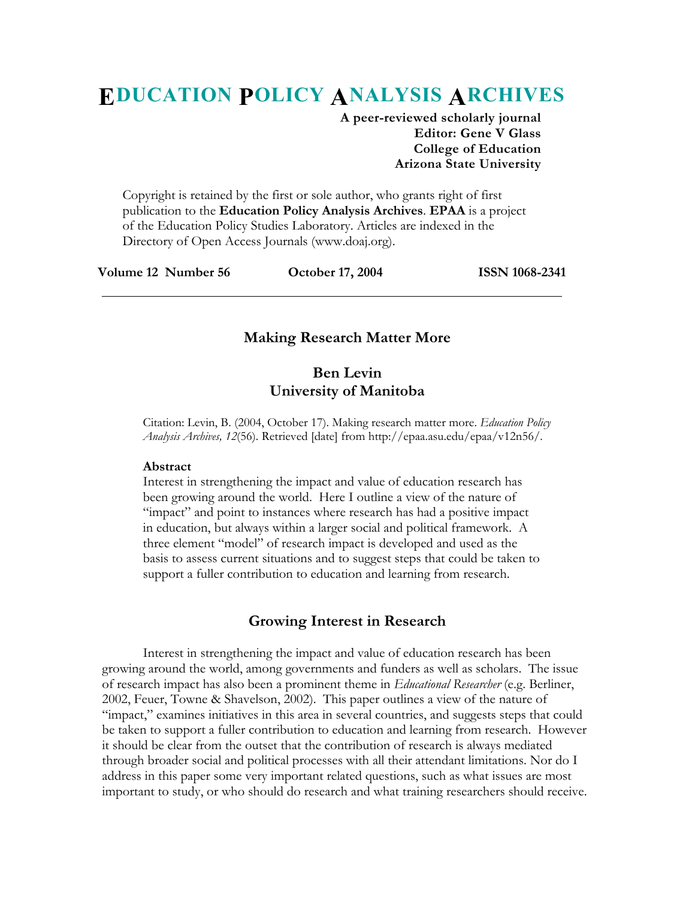# EDUCATION POLICY ANALYSIS ARCHIVES

**A peer-reviewed scholarly journal**
**Editor: Gene V Glass**
**College of Education**
**Arizona State University**

Copyright is retained by the first or sole author, who grants right of first publication to the **Education Policy Analysis Archives**. **EPAA** is a project of the Education Policy Studies Laboratory. Articles are indexed in the Directory of Open Access Journals (www.doaj.org).

**Volume 12 Number 56** **October 17, 2004** **ISSN 1068-2341**

---

## Making Research Matter More

### Ben Levin
### University of Manitoba

Citation: Levin, B. (2004, October 17). Making research matter more. *Education Policy Analysis Archives, 12*(56). Retrieved [date] from http://epaa.asu.edu/epaa/v12n56/.

**Abstract**
Interest in strengthening the impact and value of education research has been growing around the world. Here I outline a view of the nature of "impact" and point to instances where research has had a positive impact in education, but always within a larger social and political framework. A three element "model" of research impact is developed and used as the basis to assess current situations and to suggest steps that could be taken to support a fuller contribution to education and learning from research.

## Growing Interest in Research

Interest in strengthening the impact and value of education research has been growing around the world, among governments and funders as well as scholars. The issue of research impact has also been a prominent theme in *Educational Researcher* (e.g. Berliner, 2002, Feuer, Towne & Shavelson, 2002). This paper outlines a view of the nature of "impact," examines initiatives in this area in several countries, and suggests steps that could be taken to support a fuller contribution to education and learning from research. However it should be clear from the outset that the contribution of research is always mediated through broader social and political processes with all their attendant limitations. Nor do I address in this paper some very important related questions, such as what issues are most important to study, or who should do research and what training researchers should receive.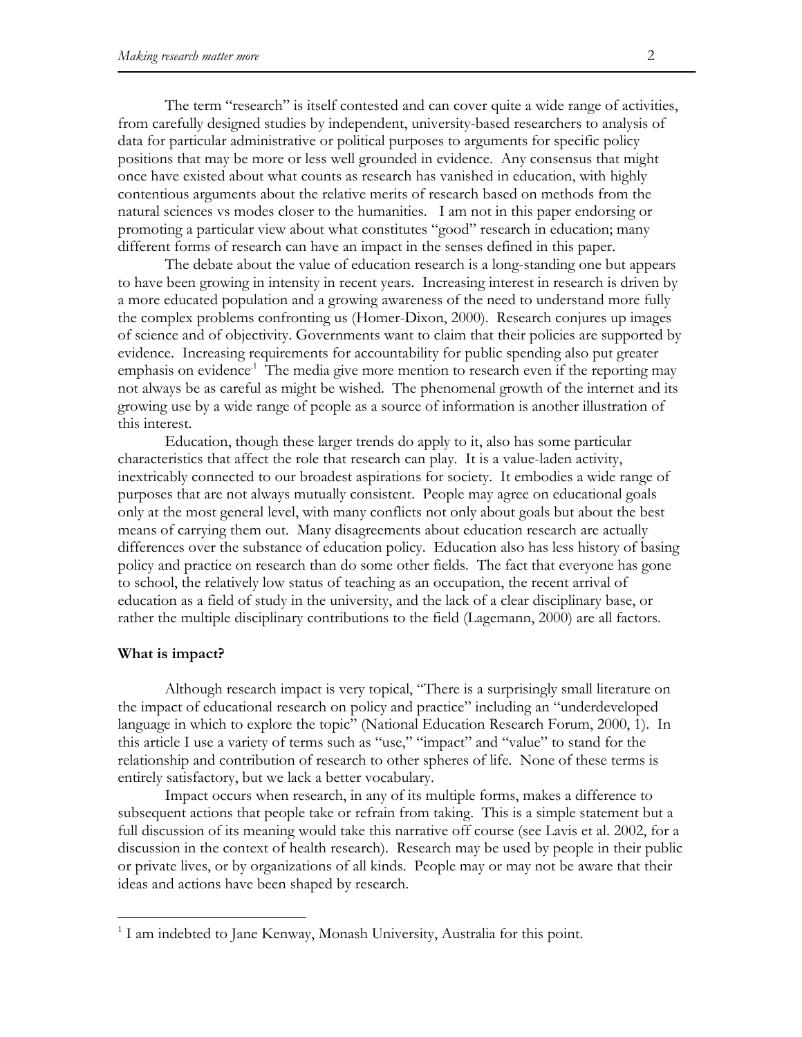The term "research" is itself contested and can cover quite a wide range of activities, from carefully designed studies by independent, university-based researchers to analysis of data for particular administrative or political purposes to arguments for specific policy positions that may be more or less well grounded in evidence. Any consensus that might once have existed about what counts as research has vanished in education, with highly contentious arguments about the relative merits of research based on methods from the natural sciences vs modes closer to the humanities. I am not in this paper endorsing or promoting a particular view about what constitutes "good" research in education; many different forms of research can have an impact in the senses defined in this paper.

The debate about the value of education research is a long-standing one but appears to have been growing in intensity in recent years. Increasing interest in research is driven by a more educated population and a growing awareness of the need to understand more fully the complex problems confronting us (Homer-Dixon, 2000). Research conjures up images of science and of objectivity. Governments want to claim that their policies are supported by evidence. Increasing requirements for accountability for public spending also put greater emphasis on evidence[1] The media give more mention to research even if the reporting may not always be as careful as might be wished. The phenomenal growth of the internet and its growing use by a wide range of people as a source of information is another illustration of this interest.

Education, though these larger trends do apply to it, also has some particular characteristics that affect the role that research can play. It is a value-laden activity, inextricably connected to our broadest aspirations for society. It embodies a wide range of purposes that are not always mutually consistent. People may agree on educational goals only at the most general level, with many conflicts not only about goals but about the best means of carrying them out. Many disagreements about education research are actually differences over the substance of education policy. Education also has less history of basing policy and practice on research than do some other fields. The fact that everyone has gone to school, the relatively low status of teaching as an occupation, the recent arrival of education as a field of study in the university, and the lack of a clear disciplinary base, or rather the multiple disciplinary contributions to the field (Lagemann, 2000) are all factors.

**What is impact?**

Although research impact is very topical, "There is a surprisingly small literature on the impact of educational research on policy and practice" including an "underdeveloped language in which to explore the topic" (National Education Research Forum, 2000, 1). In this article I use a variety of terms such as "use," "impact" and "value" to stand for the relationship and contribution of research to other spheres of life. None of these terms is entirely satisfactory, but we lack a better vocabulary.

Impact occurs when research, in any of its multiple forms, makes a difference to subsequent actions that people take or refrain from taking. This is a simple statement but a full discussion of its meaning would take this narrative off course (see Lavis et al. 2002, for a discussion in the context of health research). Research may be used by people in their public or private lives, or by organizations of all kinds. People may or may not be aware that their ideas and actions have been shaped by research.

---

[1] I am indebted to Jane Kenway, Monash University, Australia for this point.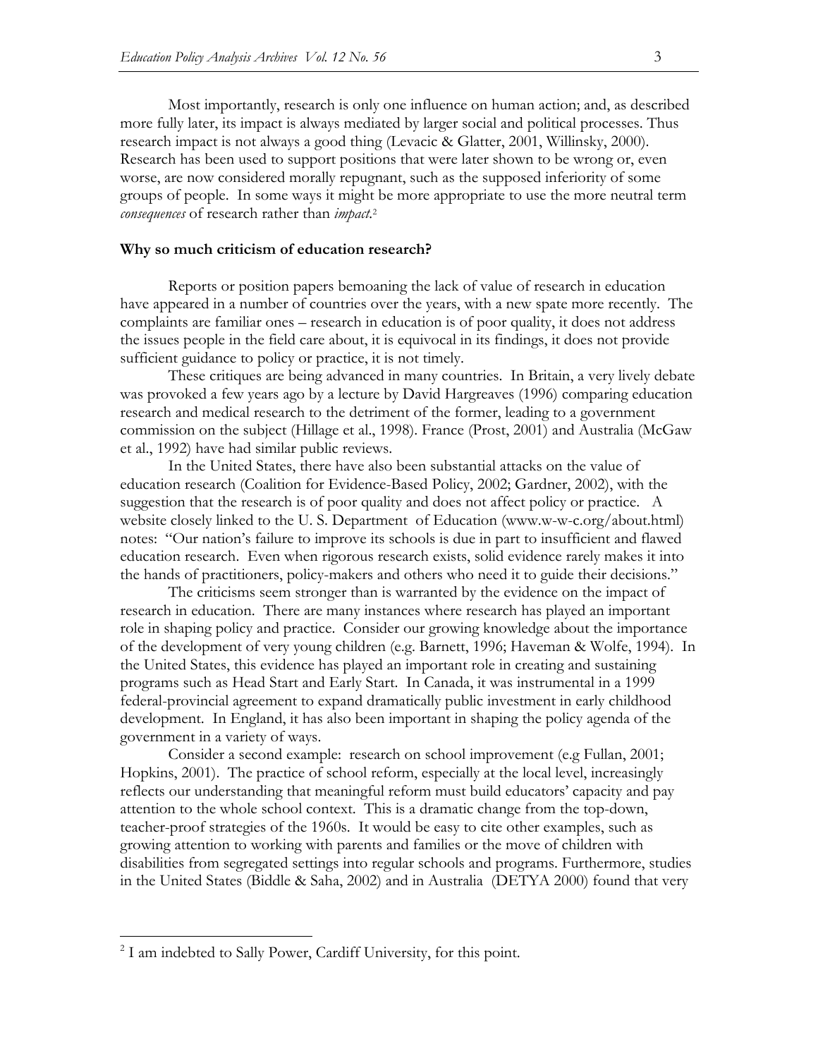Most importantly, research is only one influence on human action; and, as described more fully later, its impact is always mediated by larger social and political processes. Thus research impact is not always a good thing (Levacic & Glatter, 2001, Willinsky, 2000). Research has been used to support positions that were later shown to be wrong or, even worse, are now considered morally repugnant, such as the supposed inferiority of some groups of people. In some ways it might be more appropriate to use the more neutral term *consequences* of research rather than *impact*.[2]

**Why so much criticism of education research?**

Reports or position papers bemoaning the lack of value of research in education have appeared in a number of countries over the years, with a new spate more recently. The complaints are familiar ones – research in education is of poor quality, it does not address the issues people in the field care about, it is equivocal in its findings, it does not provide sufficient guidance to policy or practice, it is not timely.

These critiques are being advanced in many countries. In Britain, a very lively debate was provoked a few years ago by a lecture by David Hargreaves (1996) comparing education research and medical research to the detriment of the former, leading to a government commission on the subject (Hillage et al., 1998). France (Prost, 2001) and Australia (McGaw et al., 1992) have had similar public reviews.

In the United States, there have also been substantial attacks on the value of education research (Coalition for Evidence-Based Policy, 2002; Gardner, 2002), with the suggestion that the research is of poor quality and does not affect policy or practice. A website closely linked to the U. S. Department of Education (www.w-w-c.org/about.html) notes: "Our nation's failure to improve its schools is due in part to insufficient and flawed education research. Even when rigorous research exists, solid evidence rarely makes it into the hands of practitioners, policy-makers and others who need it to guide their decisions."

The criticisms seem stronger than is warranted by the evidence on the impact of research in education. There are many instances where research has played an important role in shaping policy and practice. Consider our growing knowledge about the importance of the development of very young children (e.g. Barnett, 1996; Haveman & Wolfe, 1994). In the United States, this evidence has played an important role in creating and sustaining programs such as Head Start and Early Start. In Canada, it was instrumental in a 1999 federal-provincial agreement to expand dramatically public investment in early childhood development. In England, it has also been important in shaping the policy agenda of the government in a variety of ways.

Consider a second example: research on school improvement (e.g Fullan, 2001; Hopkins, 2001). The practice of school reform, especially at the local level, increasingly reflects our understanding that meaningful reform must build educators' capacity and pay attention to the whole school context. This is a dramatic change from the top-down, teacher-proof strategies of the 1960s. It would be easy to cite other examples, such as growing attention to working with parents and families or the move of children with disabilities from segregated settings into regular schools and programs. Furthermore, studies in the United States (Biddle & Saha, 2002) and in Australia (DETYA 2000) found that very

---

[2] I am indebted to Sally Power, Cardiff University, for this point.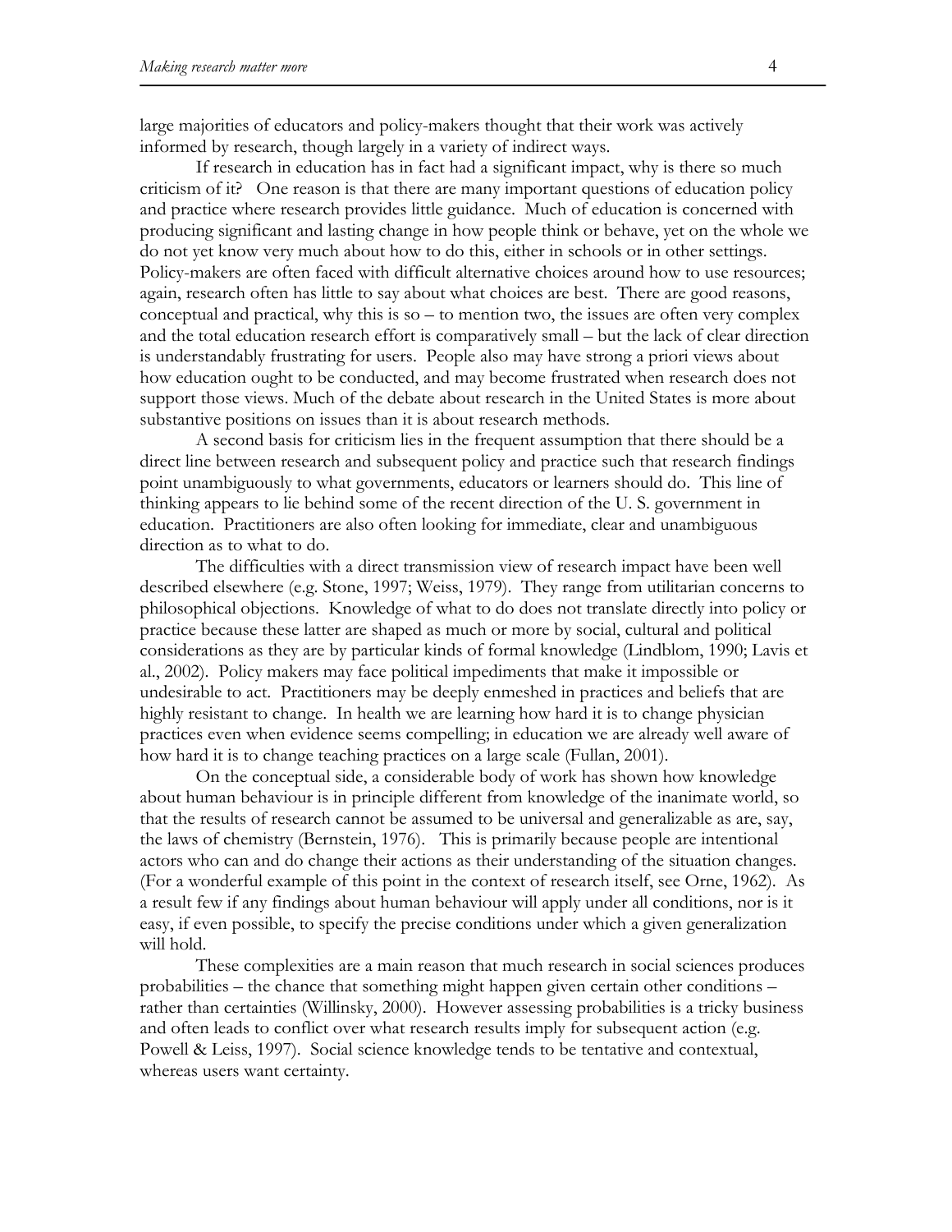large majorities of educators and policy-makers thought that their work was actively informed by research, though largely in a variety of indirect ways.

If research in education has in fact had a significant impact, why is there so much criticism of it? One reason is that there are many important questions of education policy and practice where research provides little guidance. Much of education is concerned with producing significant and lasting change in how people think or behave, yet on the whole we do not yet know very much about how to do this, either in schools or in other settings. Policy-makers are often faced with difficult alternative choices around how to use resources; again, research often has little to say about what choices are best. There are good reasons, conceptual and practical, why this is so – to mention two, the issues are often very complex and the total education research effort is comparatively small – but the lack of clear direction is understandably frustrating for users. People also may have strong a priori views about how education ought to be conducted, and may become frustrated when research does not support those views. Much of the debate about research in the United States is more about substantive positions on issues than it is about research methods.

A second basis for criticism lies in the frequent assumption that there should be a direct line between research and subsequent policy and practice such that research findings point unambiguously to what governments, educators or learners should do. This line of thinking appears to lie behind some of the recent direction of the U. S. government in education. Practitioners are also often looking for immediate, clear and unambiguous direction as to what to do.

The difficulties with a direct transmission view of research impact have been well described elsewhere (e.g. Stone, 1997; Weiss, 1979). They range from utilitarian concerns to philosophical objections. Knowledge of what to do does not translate directly into policy or practice because these latter are shaped as much or more by social, cultural and political considerations as they are by particular kinds of formal knowledge (Lindblom, 1990; Lavis et al., 2002). Policy makers may face political impediments that make it impossible or undesirable to act. Practitioners may be deeply enmeshed in practices and beliefs that are highly resistant to change. In health we are learning how hard it is to change physician practices even when evidence seems compelling; in education we are already well aware of how hard it is to change teaching practices on a large scale (Fullan, 2001).

On the conceptual side, a considerable body of work has shown how knowledge about human behaviour is in principle different from knowledge of the inanimate world, so that the results of research cannot be assumed to be universal and generalizable as are, say, the laws of chemistry (Bernstein, 1976). This is primarily because people are intentional actors who can and do change their actions as their understanding of the situation changes. (For a wonderful example of this point in the context of research itself, see Orne, 1962). As a result few if any findings about human behaviour will apply under all conditions, nor is it easy, if even possible, to specify the precise conditions under which a given generalization will hold.

These complexities are a main reason that much research in social sciences produces probabilities – the chance that something might happen given certain other conditions – rather than certainties (Willinsky, 2000). However assessing probabilities is a tricky business and often leads to conflict over what research results imply for subsequent action (e.g. Powell & Leiss, 1997). Social science knowledge tends to be tentative and contextual, whereas users want certainty.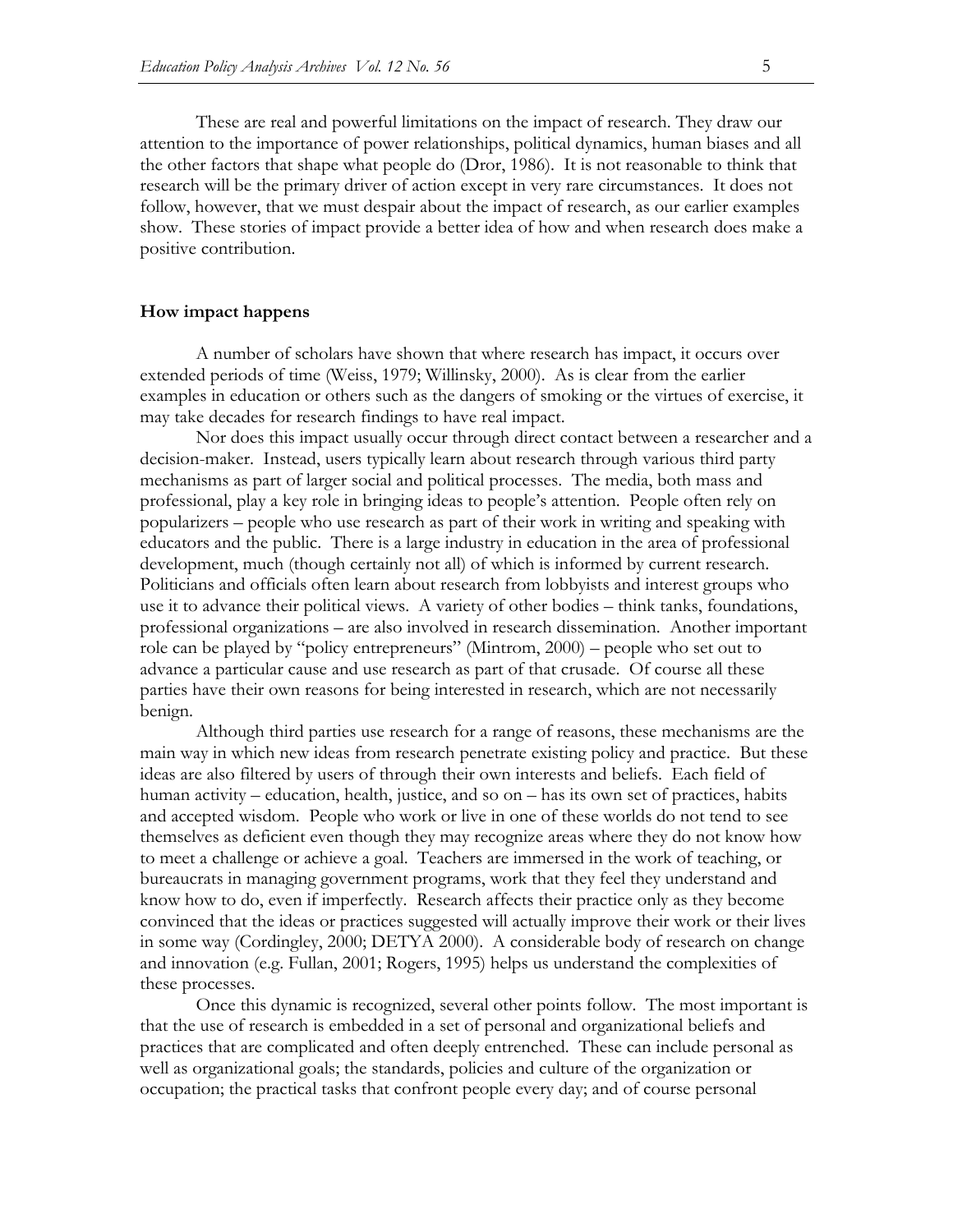These are real and powerful limitations on the impact of research. They draw our attention to the importance of power relationships, political dynamics, human biases and all the other factors that shape what people do (Dror, 1986). It is not reasonable to think that research will be the primary driver of action except in very rare circumstances. It does not follow, however, that we must despair about the impact of research, as our earlier examples show. These stories of impact provide a better idea of how and when research does make a positive contribution.

**How impact happens**

A number of scholars have shown that where research has impact, it occurs over extended periods of time (Weiss, 1979; Willinsky, 2000). As is clear from the earlier examples in education or others such as the dangers of smoking or the virtues of exercise, it may take decades for research findings to have real impact.

Nor does this impact usually occur through direct contact between a researcher and a decision-maker. Instead, users typically learn about research through various third party mechanisms as part of larger social and political processes. The media, both mass and professional, play a key role in bringing ideas to people's attention. People often rely on popularizers – people who use research as part of their work in writing and speaking with educators and the public. There is a large industry in education in the area of professional development, much (though certainly not all) of which is informed by current research. Politicians and officials often learn about research from lobbyists and interest groups who use it to advance their political views. A variety of other bodies – think tanks, foundations, professional organizations – are also involved in research dissemination. Another important role can be played by "policy entrepreneurs" (Mintrom, 2000) – people who set out to advance a particular cause and use research as part of that crusade. Of course all these parties have their own reasons for being interested in research, which are not necessarily benign.

Although third parties use research for a range of reasons, these mechanisms are the main way in which new ideas from research penetrate existing policy and practice. But these ideas are also filtered by users of through their own interests and beliefs. Each field of human activity – education, health, justice, and so on – has its own set of practices, habits and accepted wisdom. People who work or live in one of these worlds do not tend to see themselves as deficient even though they may recognize areas where they do not know how to meet a challenge or achieve a goal. Teachers are immersed in the work of teaching, or bureaucrats in managing government programs, work that they feel they understand and know how to do, even if imperfectly. Research affects their practice only as they become convinced that the ideas or practices suggested will actually improve their work or their lives in some way (Cordingley, 2000; DETYA 2000). A considerable body of research on change and innovation (e.g. Fullan, 2001; Rogers, 1995) helps us understand the complexities of these processes.

Once this dynamic is recognized, several other points follow. The most important is that the use of research is embedded in a set of personal and organizational beliefs and practices that are complicated and often deeply entrenched. These can include personal as well as organizational goals; the standards, policies and culture of the organization or occupation; the practical tasks that confront people every day; and of course personal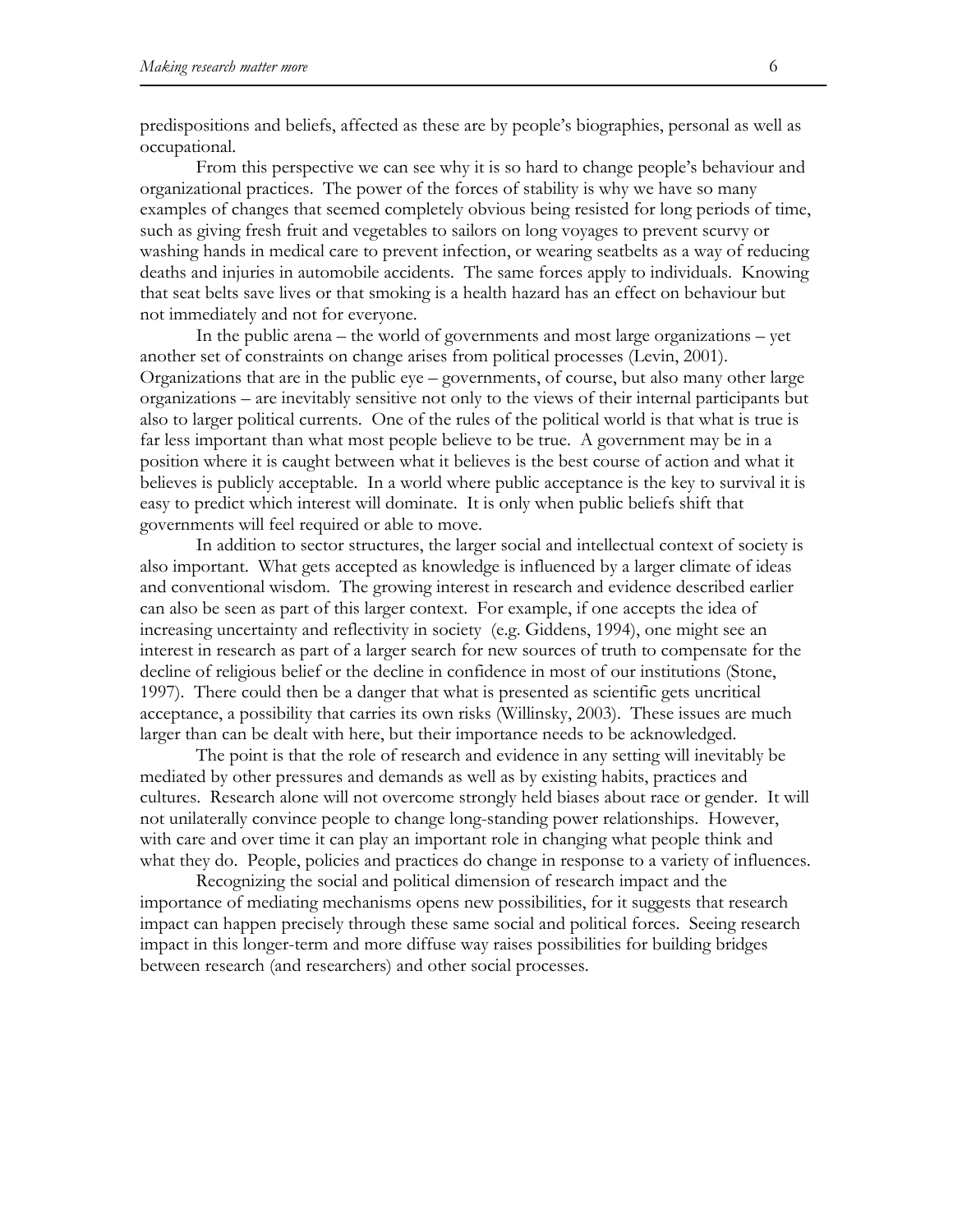predispositions and beliefs, affected as these are by people's biographies, personal as well as occupational.

From this perspective we can see why it is so hard to change people's behaviour and organizational practices. The power of the forces of stability is why we have so many examples of changes that seemed completely obvious being resisted for long periods of time, such as giving fresh fruit and vegetables to sailors on long voyages to prevent scurvy or washing hands in medical care to prevent infection, or wearing seatbelts as a way of reducing deaths and injuries in automobile accidents. The same forces apply to individuals. Knowing that seat belts save lives or that smoking is a health hazard has an effect on behaviour but not immediately and not for everyone.

In the public arena – the world of governments and most large organizations – yet another set of constraints on change arises from political processes (Levin, 2001). Organizations that are in the public eye – governments, of course, but also many other large organizations – are inevitably sensitive not only to the views of their internal participants but also to larger political currents. One of the rules of the political world is that what is true is far less important than what most people believe to be true. A government may be in a position where it is caught between what it believes is the best course of action and what it believes is publicly acceptable. In a world where public acceptance is the key to survival it is easy to predict which interest will dominate. It is only when public beliefs shift that governments will feel required or able to move.

In addition to sector structures, the larger social and intellectual context of society is also important. What gets accepted as knowledge is influenced by a larger climate of ideas and conventional wisdom. The growing interest in research and evidence described earlier can also be seen as part of this larger context. For example, if one accepts the idea of increasing uncertainty and reflectivity in society (e.g. Giddens, 1994), one might see an interest in research as part of a larger search for new sources of truth to compensate for the decline of religious belief or the decline in confidence in most of our institutions (Stone, 1997). There could then be a danger that what is presented as scientific gets uncritical acceptance, a possibility that carries its own risks (Willinsky, 2003). These issues are much larger than can be dealt with here, but their importance needs to be acknowledged.

The point is that the role of research and evidence in any setting will inevitably be mediated by other pressures and demands as well as by existing habits, practices and cultures. Research alone will not overcome strongly held biases about race or gender. It will not unilaterally convince people to change long-standing power relationships. However, with care and over time it can play an important role in changing what people think and what they do. People, policies and practices do change in response to a variety of influences.

Recognizing the social and political dimension of research impact and the importance of mediating mechanisms opens new possibilities, for it suggests that research impact can happen precisely through these same social and political forces. Seeing research impact in this longer-term and more diffuse way raises possibilities for building bridges between research (and researchers) and other social processes.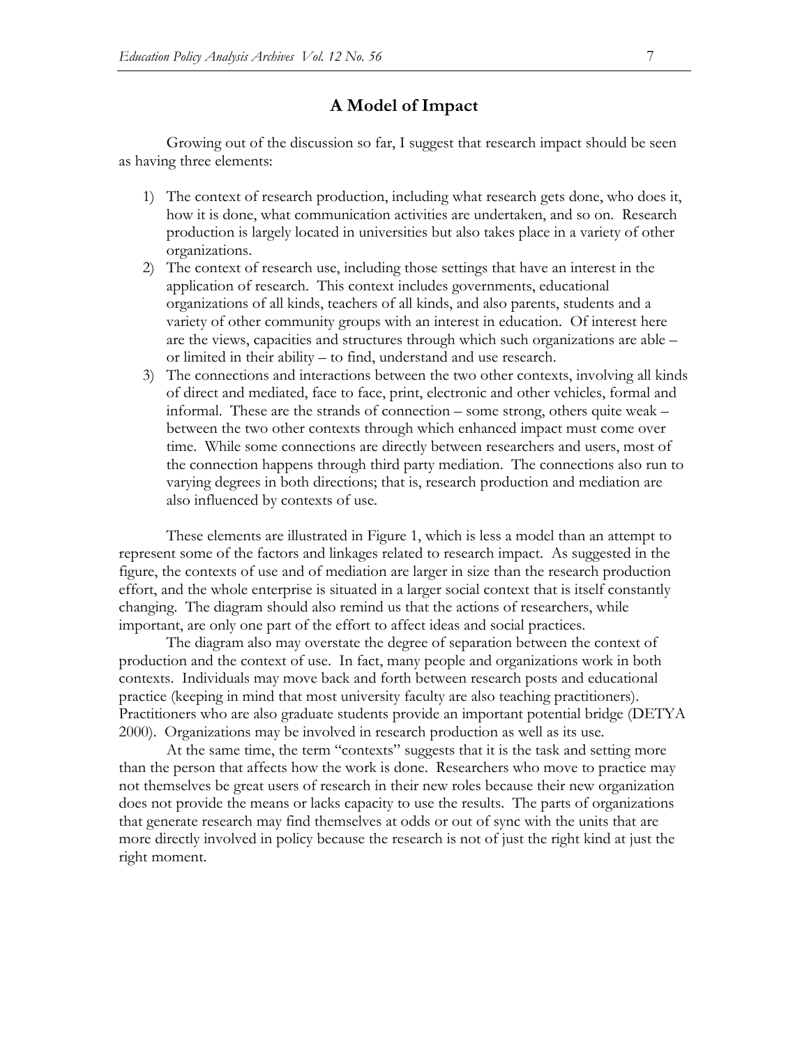## A Model of Impact

Growing out of the discussion so far, I suggest that research impact should be seen as having three elements:

1) The context of research production, including what research gets done, who does it, how it is done, what communication activities are undertaken, and so on. Research production is largely located in universities but also takes place in a variety of other organizations.
2) The context of research use, including those settings that have an interest in the application of research. This context includes governments, educational organizations of all kinds, teachers of all kinds, and also parents, students and a variety of other community groups with an interest in education. Of interest here are the views, capacities and structures through which such organizations are able – or limited in their ability – to find, understand and use research.
3) The connections and interactions between the two other contexts, involving all kinds of direct and mediated, face to face, print, electronic and other vehicles, formal and informal. These are the strands of connection – some strong, others quite weak – between the two other contexts through which enhanced impact must come over time. While some connections are directly between researchers and users, most of the connection happens through third party mediation. The connections also run to varying degrees in both directions; that is, research production and mediation are also influenced by contexts of use.

These elements are illustrated in Figure 1, which is less a model than an attempt to represent some of the factors and linkages related to research impact. As suggested in the figure, the contexts of use and of mediation are larger in size than the research production effort, and the whole enterprise is situated in a larger social context that is itself constantly changing. The diagram should also remind us that the actions of researchers, while important, are only one part of the effort to affect ideas and social practices.

The diagram also may overstate the degree of separation between the context of production and the context of use. In fact, many people and organizations work in both contexts. Individuals may move back and forth between research posts and educational practice (keeping in mind that most university faculty are also teaching practitioners). Practitioners who are also graduate students provide an important potential bridge (DETYA 2000). Organizations may be involved in research production as well as its use.

At the same time, the term "contexts" suggests that it is the task and setting more than the person that affects how the work is done. Researchers who move to practice may not themselves be great users of research in their new roles because their new organization does not provide the means or lacks capacity to use the results. The parts of organizations that generate research may find themselves at odds or out of sync with the units that are more directly involved in policy because the research is not of just the right kind at just the right moment.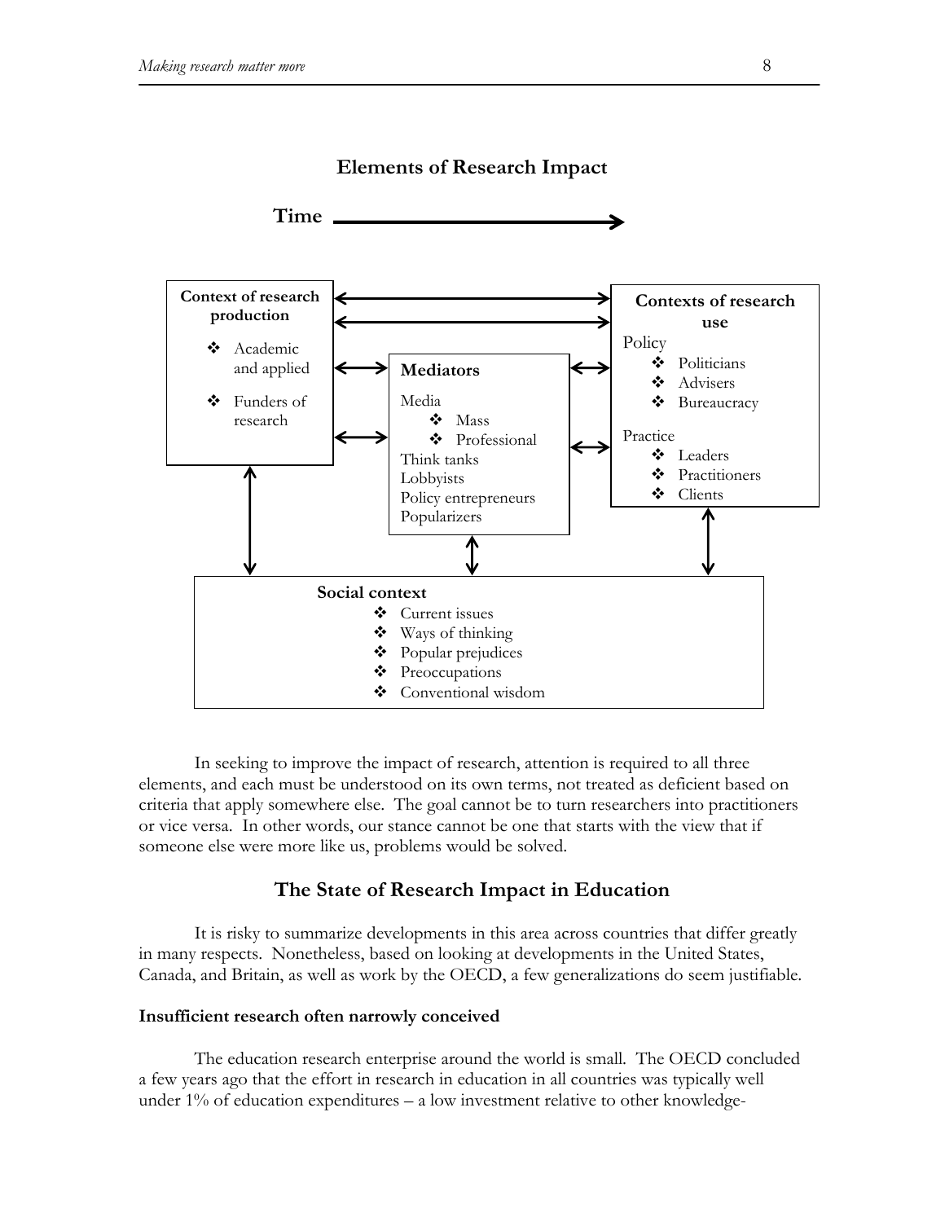**Elements of Research Impact**

**Time** →

**Context of research production**

- Academic and applied
- Funders of research

**Mediators**

Media
- Mass
- Professional

Think tanks
Lobbyists
Policy entrepreneurs
Popularizers

**Contexts of research use**

Policy
- Politicians
- Advisers
- Bureaucracy

Practice
- Leaders
- Practitioners
- Clients

**Social context**

- Current issues
- Ways of thinking
- Popular prejudices
- Preoccupations
- Conventional wisdom

In seeking to improve the impact of research, attention is required to all three elements, and each must be understood on its own terms, not treated as deficient based on criteria that apply somewhere else. The goal cannot be to turn researchers into practitioners or vice versa. In other words, our stance cannot be one that starts with the view that if someone else were more like us, problems would be solved.

## The State of Research Impact in Education

It is risky to summarize developments in this area across countries that differ greatly in many respects. Nonetheless, based on looking at developments in the United States, Canada, and Britain, as well as work by the OECD, a few generalizations do seem justifiable.

### Insufficient research often narrowly conceived

The education research enterprise around the world is small. The OECD concluded a few years ago that the effort in research in education in all countries was typically well under 1% of education expenditures – a low investment relative to other knowledge-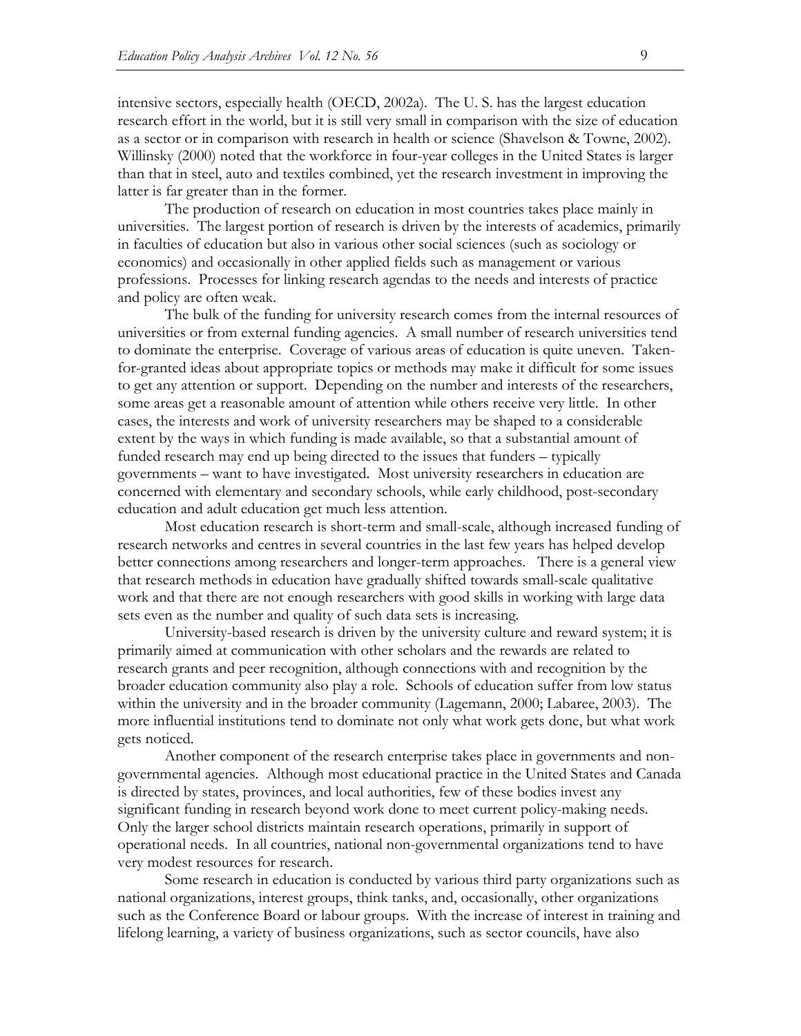intensive sectors, especially health (OECD, 2002a). The U. S. has the largest education research effort in the world, but it is still very small in comparison with the size of education as a sector or in comparison with research in health or science (Shavelson & Towne, 2002). Willinsky (2000) noted that the workforce in four-year colleges in the United States is larger than that in steel, auto and textiles combined, yet the research investment in improving the latter is far greater than in the former.

The production of research on education in most countries takes place mainly in universities. The largest portion of research is driven by the interests of academics, primarily in faculties of education but also in various other social sciences (such as sociology or economics) and occasionally in other applied fields such as management or various professions. Processes for linking research agendas to the needs and interests of practice and policy are often weak.

The bulk of the funding for university research comes from the internal resources of universities or from external funding agencies. A small number of research universities tend to dominate the enterprise. Coverage of various areas of education is quite uneven. Taken-for-granted ideas about appropriate topics or methods may make it difficult for some issues to get any attention or support. Depending on the number and interests of the researchers, some areas get a reasonable amount of attention while others receive very little. In other cases, the interests and work of university researchers may be shaped to a considerable extent by the ways in which funding is made available, so that a substantial amount of funded research may end up being directed to the issues that funders – typically governments – want to have investigated. Most university researchers in education are concerned with elementary and secondary schools, while early childhood, post-secondary education and adult education get much less attention.

Most education research is short-term and small-scale, although increased funding of research networks and centres in several countries in the last few years has helped develop better connections among researchers and longer-term approaches. There is a general view that research methods in education have gradually shifted towards small-scale qualitative work and that there are not enough researchers with good skills in working with large data sets even as the number and quality of such data sets is increasing.

University-based research is driven by the university culture and reward system; it is primarily aimed at communication with other scholars and the rewards are related to research grants and peer recognition, although connections with and recognition by the broader education community also play a role. Schools of education suffer from low status within the university and in the broader community (Lagemann, 2000; Labaree, 2003). The more influential institutions tend to dominate not only what work gets done, but what work gets noticed.

Another component of the research enterprise takes place in governments and non-governmental agencies. Although most educational practice in the United States and Canada is directed by states, provinces, and local authorities, few of these bodies invest any significant funding in research beyond work done to meet current policy-making needs. Only the larger school districts maintain research operations, primarily in support of operational needs. In all countries, national non-governmental organizations tend to have very modest resources for research.

Some research in education is conducted by various third party organizations such as national organizations, interest groups, think tanks, and, occasionally, other organizations such as the Conference Board or labour groups. With the increase of interest in training and lifelong learning, a variety of business organizations, such as sector councils, have also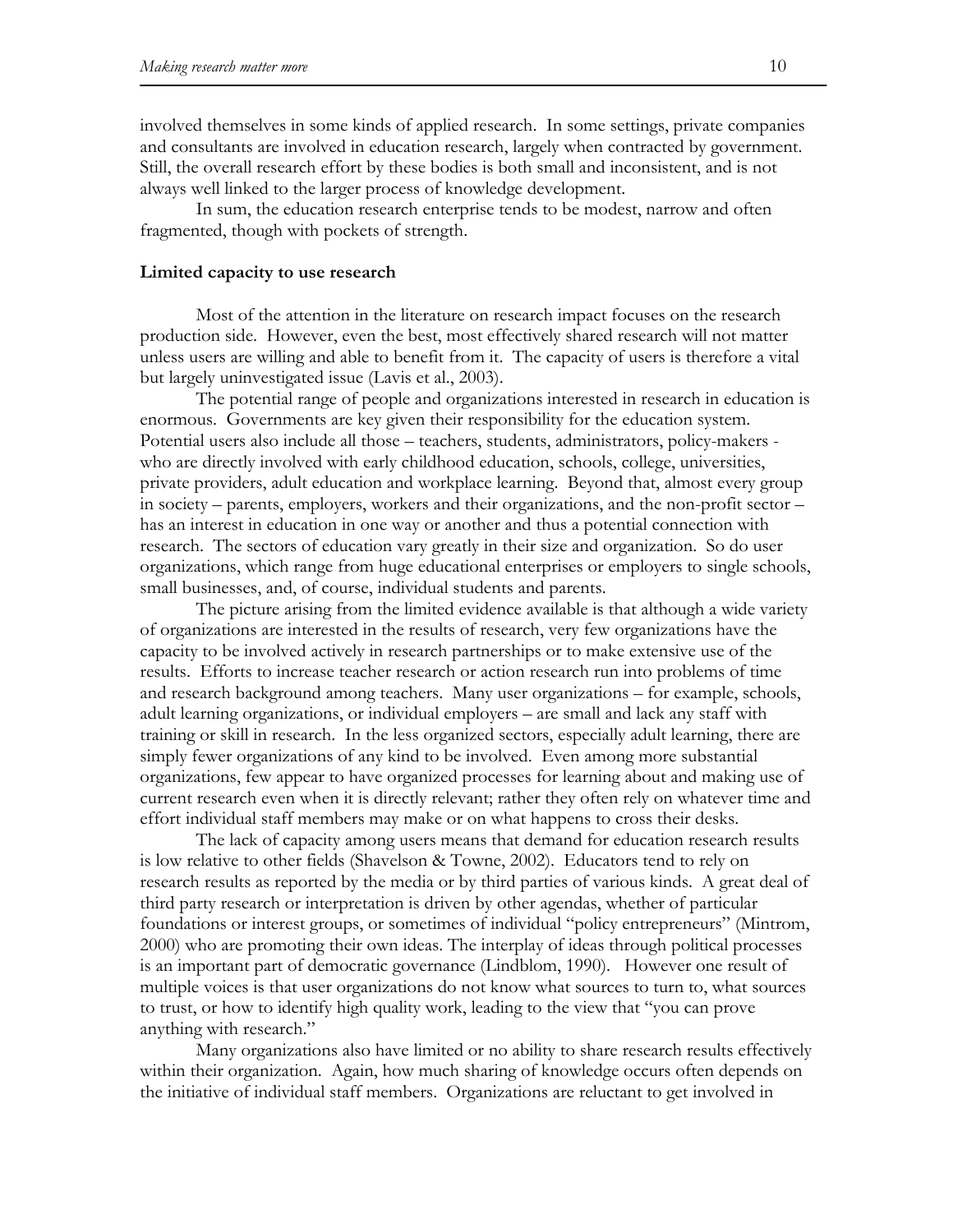involved themselves in some kinds of applied research. In some settings, private companies and consultants are involved in education research, largely when contracted by government. Still, the overall research effort by these bodies is both small and inconsistent, and is not always well linked to the larger process of knowledge development.

In sum, the education research enterprise tends to be modest, narrow and often fragmented, though with pockets of strength.

**Limited capacity to use research**

Most of the attention in the literature on research impact focuses on the research production side. However, even the best, most effectively shared research will not matter unless users are willing and able to benefit from it. The capacity of users is therefore a vital but largely uninvestigated issue (Lavis et al., 2003).

The potential range of people and organizations interested in research in education is enormous. Governments are key given their responsibility for the education system. Potential users also include all those – teachers, students, administrators, policy-makers - who are directly involved with early childhood education, schools, college, universities, private providers, adult education and workplace learning. Beyond that, almost every group in society – parents, employers, workers and their organizations, and the non-profit sector – has an interest in education in one way or another and thus a potential connection with research. The sectors of education vary greatly in their size and organization. So do user organizations, which range from huge educational enterprises or employers to single schools, small businesses, and, of course, individual students and parents.

The picture arising from the limited evidence available is that although a wide variety of organizations are interested in the results of research, very few organizations have the capacity to be involved actively in research partnerships or to make extensive use of the results. Efforts to increase teacher research or action research run into problems of time and research background among teachers. Many user organizations – for example, schools, adult learning organizations, or individual employers – are small and lack any staff with training or skill in research. In the less organized sectors, especially adult learning, there are simply fewer organizations of any kind to be involved. Even among more substantial organizations, few appear to have organized processes for learning about and making use of current research even when it is directly relevant; rather they often rely on whatever time and effort individual staff members may make or on what happens to cross their desks.

The lack of capacity among users means that demand for education research results is low relative to other fields (Shavelson & Towne, 2002). Educators tend to rely on research results as reported by the media or by third parties of various kinds. A great deal of third party research or interpretation is driven by other agendas, whether of particular foundations or interest groups, or sometimes of individual "policy entrepreneurs" (Mintrom, 2000) who are promoting their own ideas. The interplay of ideas through political processes is an important part of democratic governance (Lindblom, 1990). However one result of multiple voices is that user organizations do not know what sources to turn to, what sources to trust, or how to identify high quality work, leading to the view that "you can prove anything with research."

Many organizations also have limited or no ability to share research results effectively within their organization. Again, how much sharing of knowledge occurs often depends on the initiative of individual staff members. Organizations are reluctant to get involved in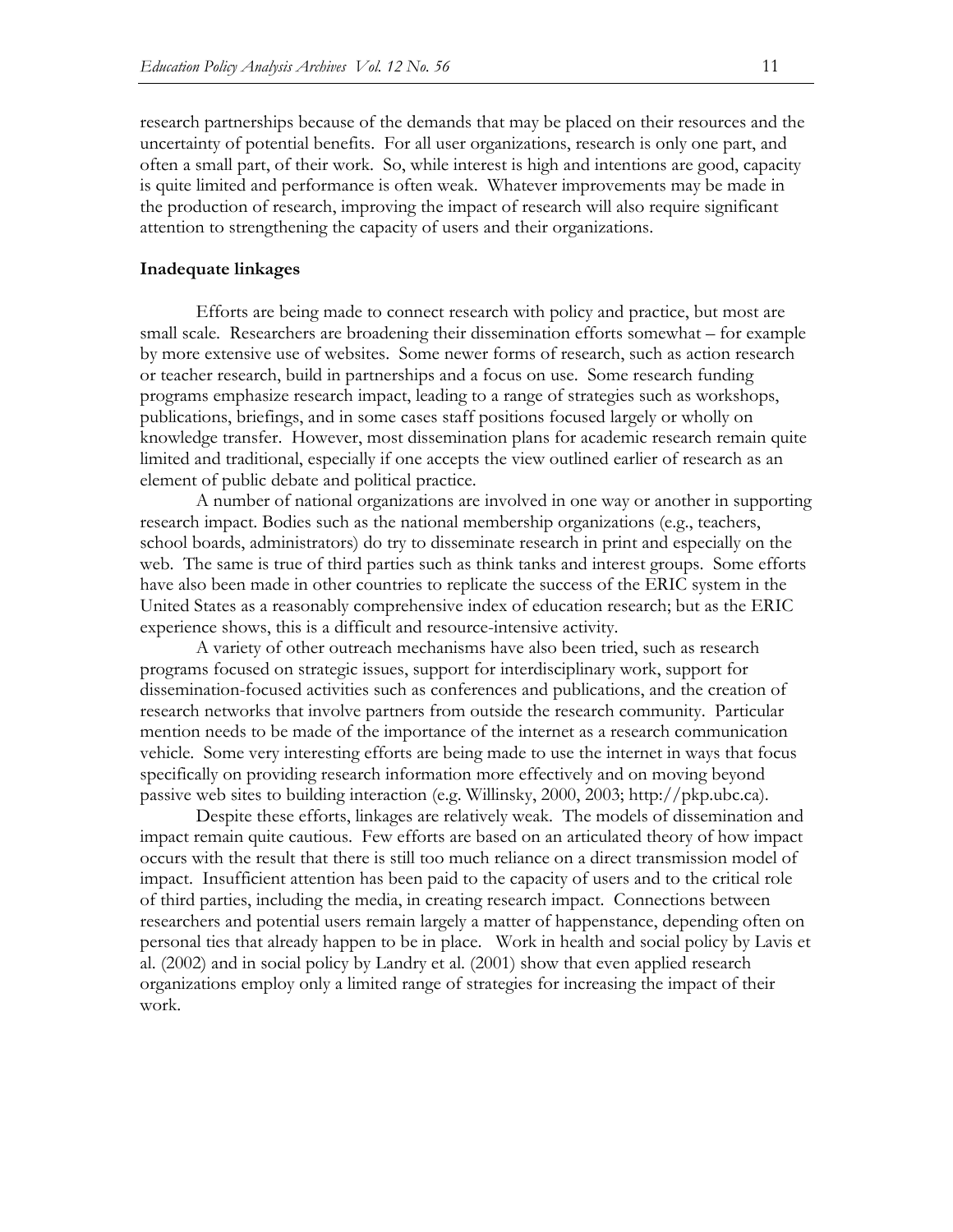research partnerships because of the demands that may be placed on their resources and the uncertainty of potential benefits. For all user organizations, research is only one part, and often a small part, of their work. So, while interest is high and intentions are good, capacity is quite limited and performance is often weak. Whatever improvements may be made in the production of research, improving the impact of research will also require significant attention to strengthening the capacity of users and their organizations.

**Inadequate linkages**

Efforts are being made to connect research with policy and practice, but most are small scale. Researchers are broadening their dissemination efforts somewhat – for example by more extensive use of websites. Some newer forms of research, such as action research or teacher research, build in partnerships and a focus on use. Some research funding programs emphasize research impact, leading to a range of strategies such as workshops, publications, briefings, and in some cases staff positions focused largely or wholly on knowledge transfer. However, most dissemination plans for academic research remain quite limited and traditional, especially if one accepts the view outlined earlier of research as an element of public debate and political practice.

A number of national organizations are involved in one way or another in supporting research impact. Bodies such as the national membership organizations (e.g., teachers, school boards, administrators) do try to disseminate research in print and especially on the web. The same is true of third parties such as think tanks and interest groups. Some efforts have also been made in other countries to replicate the success of the ERIC system in the United States as a reasonably comprehensive index of education research; but as the ERIC experience shows, this is a difficult and resource-intensive activity.

A variety of other outreach mechanisms have also been tried, such as research programs focused on strategic issues, support for interdisciplinary work, support for dissemination-focused activities such as conferences and publications, and the creation of research networks that involve partners from outside the research community. Particular mention needs to be made of the importance of the internet as a research communication vehicle. Some very interesting efforts are being made to use the internet in ways that focus specifically on providing research information more effectively and on moving beyond passive web sites to building interaction (e.g. Willinsky, 2000, 2003; http://pkp.ubc.ca).

Despite these efforts, linkages are relatively weak. The models of dissemination and impact remain quite cautious. Few efforts are based on an articulated theory of how impact occurs with the result that there is still too much reliance on a direct transmission model of impact. Insufficient attention has been paid to the capacity of users and to the critical role of third parties, including the media, in creating research impact. Connections between researchers and potential users remain largely a matter of happenstance, depending often on personal ties that already happen to be in place. Work in health and social policy by Lavis et al. (2002) and in social policy by Landry et al. (2001) show that even applied research organizations employ only a limited range of strategies for increasing the impact of their work.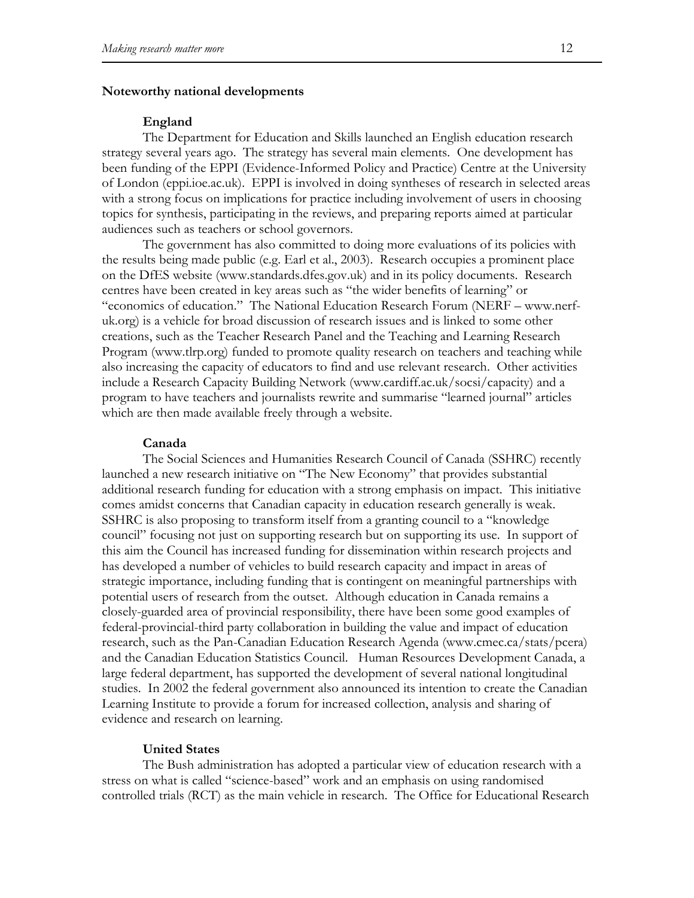## Noteworthy national developments

### England

The Department for Education and Skills launched an English education research strategy several years ago. The strategy has several main elements. One development has been funding of the EPPI (Evidence-Informed Policy and Practice) Centre at the University of London (eppi.ioe.ac.uk). EPPI is involved in doing syntheses of research in selected areas with a strong focus on implications for practice including involvement of users in choosing topics for synthesis, participating in the reviews, and preparing reports aimed at particular audiences such as teachers or school governors.

The government has also committed to doing more evaluations of its policies with the results being made public (e.g. Earl et al., 2003). Research occupies a prominent place on the DfES website (www.standards.dfes.gov.uk) and in its policy documents. Research centres have been created in key areas such as "the wider benefits of learning" or "economics of education." The National Education Research Forum (NERF – www.nerf-uk.org) is a vehicle for broad discussion of research issues and is linked to some other creations, such as the Teacher Research Panel and the Teaching and Learning Research Program (www.tlrp.org) funded to promote quality research on teachers and teaching while also increasing the capacity of educators to find and use relevant research. Other activities include a Research Capacity Building Network (www.cardiff.ac.uk/socsi/capacity) and a program to have teachers and journalists rewrite and summarise "learned journal" articles which are then made available freely through a website.

### Canada

The Social Sciences and Humanities Research Council of Canada (SSHRC) recently launched a new research initiative on "The New Economy" that provides substantial additional research funding for education with a strong emphasis on impact. This initiative comes amidst concerns that Canadian capacity in education research generally is weak. SSHRC is also proposing to transform itself from a granting council to a "knowledge council" focusing not just on supporting research but on supporting its use. In support of this aim the Council has increased funding for dissemination within research projects and has developed a number of vehicles to build research capacity and impact in areas of strategic importance, including funding that is contingent on meaningful partnerships with potential users of research from the outset. Although education in Canada remains a closely-guarded area of provincial responsibility, there have been some good examples of federal-provincial-third party collaboration in building the value and impact of education research, such as the Pan-Canadian Education Research Agenda (www.cmec.ca/stats/pcera) and the Canadian Education Statistics Council. Human Resources Development Canada, a large federal department, has supported the development of several national longitudinal studies. In 2002 the federal government also announced its intention to create the Canadian Learning Institute to provide a forum for increased collection, analysis and sharing of evidence and research on learning.

### United States

The Bush administration has adopted a particular view of education research with a stress on what is called "science-based" work and an emphasis on using randomised controlled trials (RCT) as the main vehicle in research. The Office for Educational Research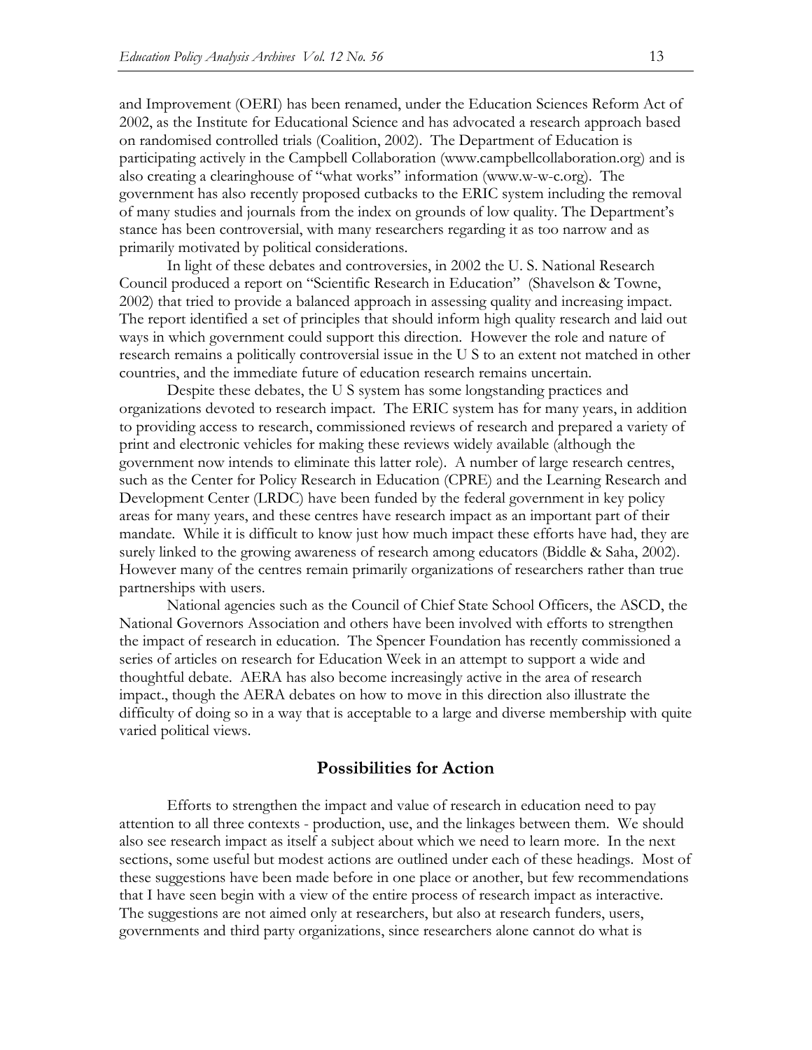and Improvement (OERI) has been renamed, under the Education Sciences Reform Act of 2002, as the Institute for Educational Science and has advocated a research approach based on randomised controlled trials (Coalition, 2002). The Department of Education is participating actively in the Campbell Collaboration (www.campbellcollaboration.org) and is also creating a clearinghouse of "what works" information (www.w-w-c.org). The government has also recently proposed cutbacks to the ERIC system including the removal of many studies and journals from the index on grounds of low quality. The Department's stance has been controversial, with many researchers regarding it as too narrow and as primarily motivated by political considerations.

In light of these debates and controversies, in 2002 the U. S. National Research Council produced a report on "Scientific Research in Education" (Shavelson & Towne, 2002) that tried to provide a balanced approach in assessing quality and increasing impact. The report identified a set of principles that should inform high quality research and laid out ways in which government could support this direction. However the role and nature of research remains a politically controversial issue in the U S to an extent not matched in other countries, and the immediate future of education research remains uncertain.

Despite these debates, the U S system has some longstanding practices and organizations devoted to research impact. The ERIC system has for many years, in addition to providing access to research, commissioned reviews of research and prepared a variety of print and electronic vehicles for making these reviews widely available (although the government now intends to eliminate this latter role). A number of large research centres, such as the Center for Policy Research in Education (CPRE) and the Learning Research and Development Center (LRDC) have been funded by the federal government in key policy areas for many years, and these centres have research impact as an important part of their mandate. While it is difficult to know just how much impact these efforts have had, they are surely linked to the growing awareness of research among educators (Biddle & Saha, 2002). However many of the centres remain primarily organizations of researchers rather than true partnerships with users.

National agencies such as the Council of Chief State School Officers, the ASCD, the National Governors Association and others have been involved with efforts to strengthen the impact of research in education. The Spencer Foundation has recently commissioned a series of articles on research for Education Week in an attempt to support a wide and thoughtful debate. AERA has also become increasingly active in the area of research impact., though the AERA debates on how to move in this direction also illustrate the difficulty of doing so in a way that is acceptable to a large and diverse membership with quite varied political views.

## Possibilities for Action

Efforts to strengthen the impact and value of research in education need to pay attention to all three contexts - production, use, and the linkages between them. We should also see research impact as itself a subject about which we need to learn more. In the next sections, some useful but modest actions are outlined under each of these headings. Most of these suggestions have been made before in one place or another, but few recommendations that I have seen begin with a view of the entire process of research impact as interactive. The suggestions are not aimed only at researchers, but also at research funders, users, governments and third party organizations, since researchers alone cannot do what is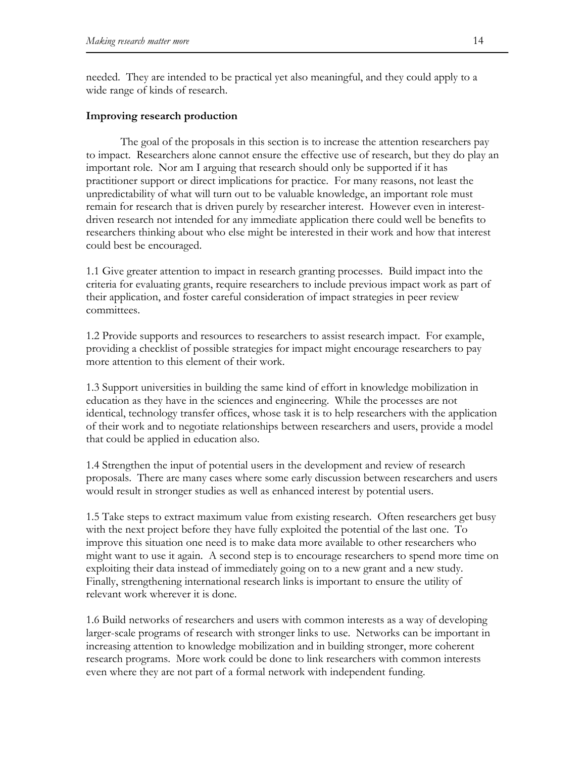needed. They are intended to be practical yet also meaningful, and they could apply to a wide range of kinds of research.

**Improving research production**

The goal of the proposals in this section is to increase the attention researchers pay to impact. Researchers alone cannot ensure the effective use of research, but they do play an important role. Nor am I arguing that research should only be supported if it has practitioner support or direct implications for practice. For many reasons, not least the unpredictability of what will turn out to be valuable knowledge, an important role must remain for research that is driven purely by researcher interest. However even in interest-driven research not intended for any immediate application there could well be benefits to researchers thinking about who else might be interested in their work and how that interest could best be encouraged.

1.1 Give greater attention to impact in research granting processes. Build impact into the criteria for evaluating grants, require researchers to include previous impact work as part of their application, and foster careful consideration of impact strategies in peer review committees.

1.2 Provide supports and resources to researchers to assist research impact. For example, providing a checklist of possible strategies for impact might encourage researchers to pay more attention to this element of their work.

1.3 Support universities in building the same kind of effort in knowledge mobilization in education as they have in the sciences and engineering. While the processes are not identical, technology transfer offices, whose task it is to help researchers with the application of their work and to negotiate relationships between researchers and users, provide a model that could be applied in education also.

1.4 Strengthen the input of potential users in the development and review of research proposals. There are many cases where some early discussion between researchers and users would result in stronger studies as well as enhanced interest by potential users.

1.5 Take steps to extract maximum value from existing research. Often researchers get busy with the next project before they have fully exploited the potential of the last one. To improve this situation one need is to make data more available to other researchers who might want to use it again. A second step is to encourage researchers to spend more time on exploiting their data instead of immediately going on to a new grant and a new study. Finally, strengthening international research links is important to ensure the utility of relevant work wherever it is done.

1.6 Build networks of researchers and users with common interests as a way of developing larger-scale programs of research with stronger links to use. Networks can be important in increasing attention to knowledge mobilization and in building stronger, more coherent research programs. More work could be done to link researchers with common interests even where they are not part of a formal network with independent funding.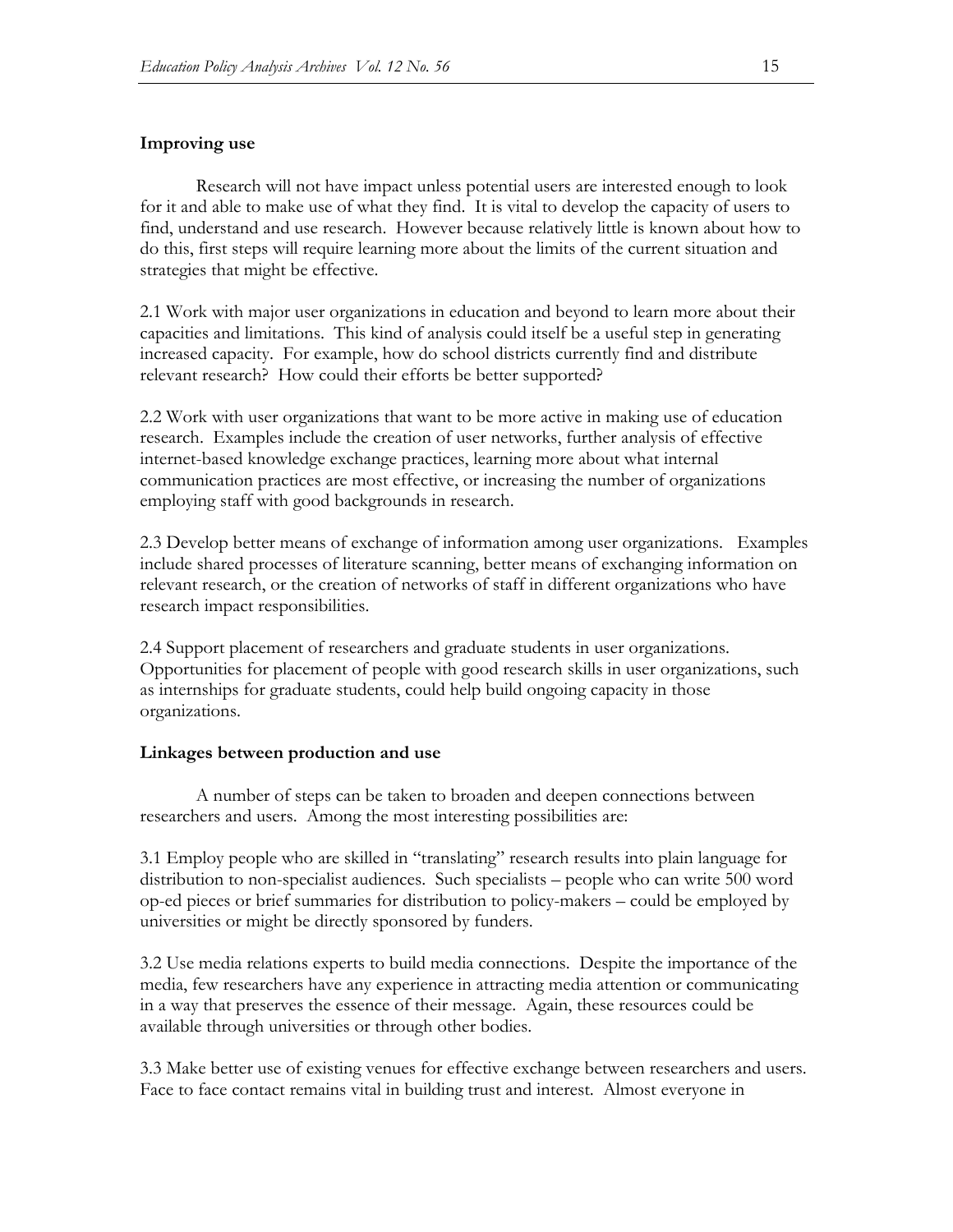**Improving use**

Research will not have impact unless potential users are interested enough to look for it and able to make use of what they find. It is vital to develop the capacity of users to find, understand and use research. However because relatively little is known about how to do this, first steps will require learning more about the limits of the current situation and strategies that might be effective.

2.1 Work with major user organizations in education and beyond to learn more about their capacities and limitations. This kind of analysis could itself be a useful step in generating increased capacity. For example, how do school districts currently find and distribute relevant research? How could their efforts be better supported?

2.2 Work with user organizations that want to be more active in making use of education research. Examples include the creation of user networks, further analysis of effective internet-based knowledge exchange practices, learning more about what internal communication practices are most effective, or increasing the number of organizations employing staff with good backgrounds in research.

2.3 Develop better means of exchange of information among user organizations. Examples include shared processes of literature scanning, better means of exchanging information on relevant research, or the creation of networks of staff in different organizations who have research impact responsibilities.

2.4 Support placement of researchers and graduate students in user organizations. Opportunities for placement of people with good research skills in user organizations, such as internships for graduate students, could help build ongoing capacity in those organizations.

**Linkages between production and use**

A number of steps can be taken to broaden and deepen connections between researchers and users. Among the most interesting possibilities are:

3.1 Employ people who are skilled in "translating" research results into plain language for distribution to non-specialist audiences. Such specialists – people who can write 500 word op-ed pieces or brief summaries for distribution to policy-makers – could be employed by universities or might be directly sponsored by funders.

3.2 Use media relations experts to build media connections. Despite the importance of the media, few researchers have any experience in attracting media attention or communicating in a way that preserves the essence of their message. Again, these resources could be available through universities or through other bodies.

3.3 Make better use of existing venues for effective exchange between researchers and users. Face to face contact remains vital in building trust and interest. Almost everyone in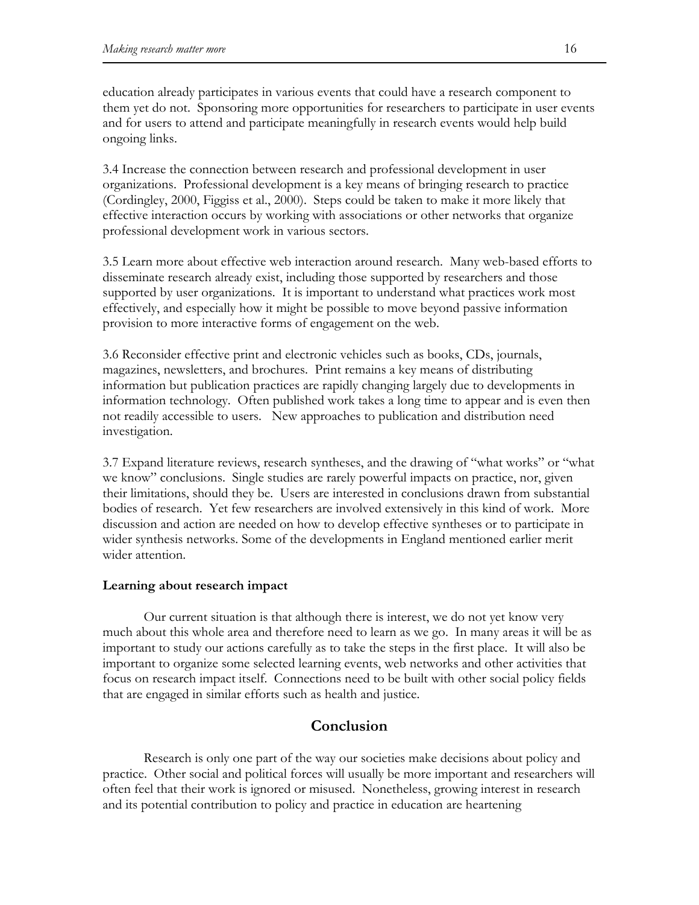education already participates in various events that could have a research component to them yet do not. Sponsoring more opportunities for researchers to participate in user events and for users to attend and participate meaningfully in research events would help build ongoing links.

3.4 Increase the connection between research and professional development in user organizations. Professional development is a key means of bringing research to practice (Cordingley, 2000, Figgiss et al., 2000). Steps could be taken to make it more likely that effective interaction occurs by working with associations or other networks that organize professional development work in various sectors.

3.5 Learn more about effective web interaction around research. Many web-based efforts to disseminate research already exist, including those supported by researchers and those supported by user organizations. It is important to understand what practices work most effectively, and especially how it might be possible to move beyond passive information provision to more interactive forms of engagement on the web.

3.6 Reconsider effective print and electronic vehicles such as books, CDs, journals, magazines, newsletters, and brochures. Print remains a key means of distributing information but publication practices are rapidly changing largely due to developments in information technology. Often published work takes a long time to appear and is even then not readily accessible to users. New approaches to publication and distribution need investigation.

3.7 Expand literature reviews, research syntheses, and the drawing of "what works" or "what we know" conclusions. Single studies are rarely powerful impacts on practice, nor, given their limitations, should they be. Users are interested in conclusions drawn from substantial bodies of research. Yet few researchers are involved extensively in this kind of work. More discussion and action are needed on how to develop effective syntheses or to participate in wider synthesis networks. Some of the developments in England mentioned earlier merit wider attention.

**Learning about research impact**

Our current situation is that although there is interest, we do not yet know very much about this whole area and therefore need to learn as we go. In many areas it will be as important to study our actions carefully as to take the steps in the first place. It will also be important to organize some selected learning events, web networks and other activities that focus on research impact itself. Connections need to be built with other social policy fields that are engaged in similar efforts such as health and justice.

## Conclusion

Research is only one part of the way our societies make decisions about policy and practice. Other social and political forces will usually be more important and researchers will often feel that their work is ignored or misused. Nonetheless, growing interest in research and its potential contribution to policy and practice in education are heartening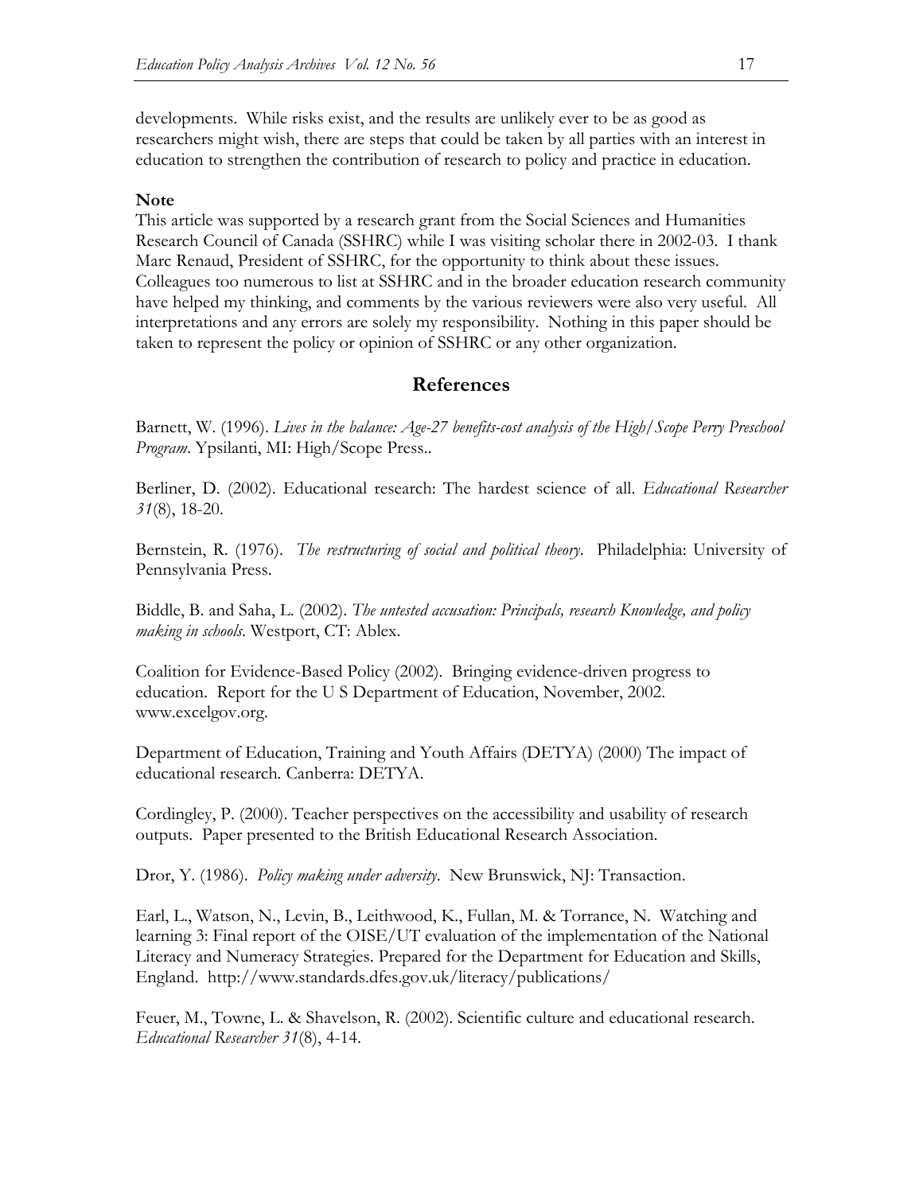developments. While risks exist, and the results are unlikely ever to be as good as researchers might wish, there are steps that could be taken by all parties with an interest in education to strengthen the contribution of research to policy and practice in education.

**Note**

This article was supported by a research grant from the Social Sciences and Humanities Research Council of Canada (SSHRC) while I was visiting scholar there in 2002-03. I thank Marc Renaud, President of SSHRC, for the opportunity to think about these issues. Colleagues too numerous to list at SSHRC and in the broader education research community have helped my thinking, and comments by the various reviewers were also very useful. All interpretations and any errors are solely my responsibility. Nothing in this paper should be taken to represent the policy or opinion of SSHRC or any other organization.

## References

Barnett, W. (1996). *Lives in the balance: Age-27 benefits-cost analysis of the High/Scope Perry Preschool Program*. Ypsilanti, MI: High/Scope Press..

Berliner, D. (2002). Educational research: The hardest science of all. *Educational Researcher 31*(8), 18-20.

Bernstein, R. (1976). *The restructuring of social and political theory*. Philadelphia: University of Pennsylvania Press.

Biddle, B. and Saha, L. (2002). *The untested accusation: Principals, research Knowledge, and policy making in schools*. Westport, CT: Ablex.

Coalition for Evidence-Based Policy (2002). Bringing evidence-driven progress to education. Report for the U S Department of Education, November, 2002. www.excelgov.org.

Department of Education, Training and Youth Affairs (DETYA) (2000) The impact of educational research. Canberra: DETYA.

Cordingley, P. (2000). Teacher perspectives on the accessibility and usability of research outputs. Paper presented to the British Educational Research Association.

Dror, Y. (1986). *Policy making under adversity*. New Brunswick, NJ: Transaction.

Earl, L., Watson, N., Levin, B., Leithwood, K., Fullan, M. & Torrance, N. Watching and learning 3: Final report of the OISE/UT evaluation of the implementation of the National Literacy and Numeracy Strategies. Prepared for the Department for Education and Skills, England. http://www.standards.dfes.gov.uk/literacy/publications/

Feuer, M., Towne, L. & Shavelson, R. (2002). Scientific culture and educational research. *Educational Researcher 31*(8), 4-14.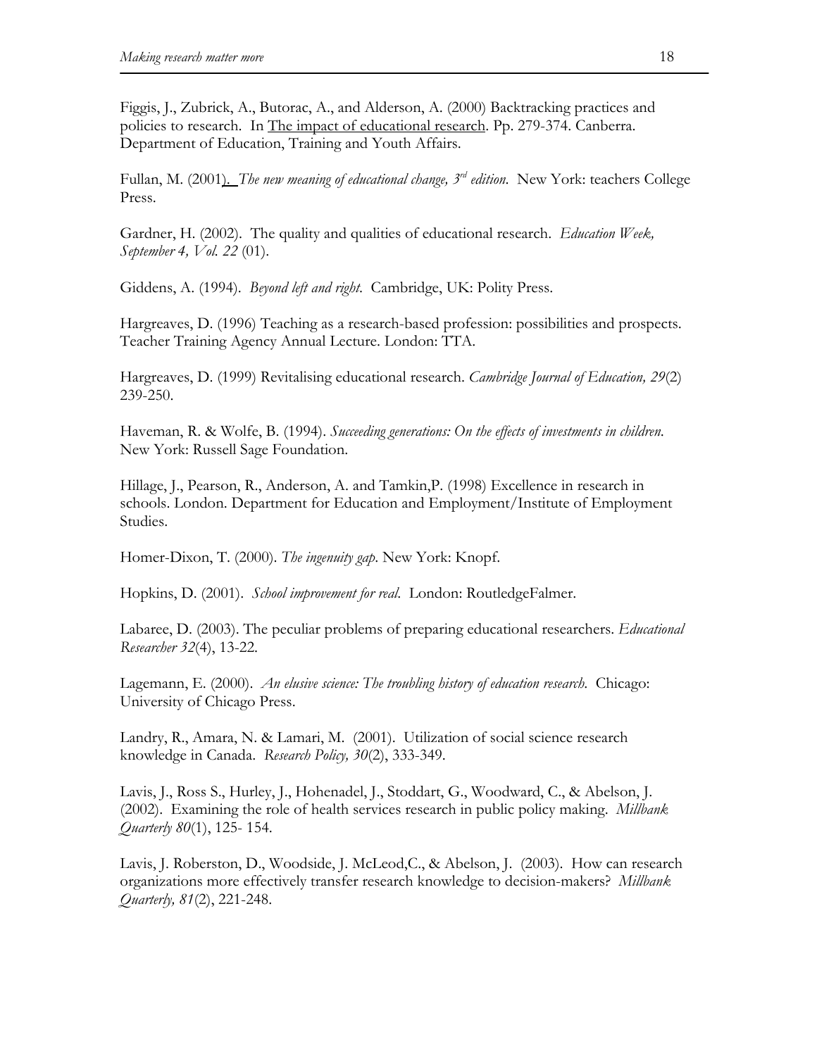Figgis, J., Zubrick, A., Butorac, A., and Alderson, A. (2000) Backtracking practices and policies to research. In The impact of educational research. Pp. 279-374. Canberra. Department of Education, Training and Youth Affairs.

Fullan, M. (2001). *The new meaning of educational change, 3rd edition.* New York: teachers College Press.

Gardner, H. (2002). The quality and qualities of educational research. *Education Week, September 4, Vol. 22* (01).

Giddens, A. (1994). *Beyond left and right.* Cambridge, UK: Polity Press.

Hargreaves, D. (1996) Teaching as a research-based profession: possibilities and prospects. Teacher Training Agency Annual Lecture. London: TTA.

Hargreaves, D. (1999) Revitalising educational research. *Cambridge Journal of Education, 29*(2) 239-250.

Haveman, R. & Wolfe, B. (1994). *Succeeding generations: On the effects of investments in children.* New York: Russell Sage Foundation.

Hillage, J., Pearson, R., Anderson, A. and Tamkin,P. (1998) Excellence in research in schools. London. Department for Education and Employment/Institute of Employment Studies.

Homer-Dixon, T. (2000). *The ingenuity gap.* New York: Knopf.

Hopkins, D. (2001). *School improvement for real.* London: RoutledgeFalmer.

Labaree, D. (2003). The peculiar problems of preparing educational researchers. *Educational Researcher 32*(4), 13-22.

Lagemann, E. (2000). *An elusive science: The troubling history of education research.* Chicago: University of Chicago Press.

Landry, R., Amara, N. & Lamari, M. (2001). Utilization of social science research knowledge in Canada. *Research Policy, 30*(2), 333-349.

Lavis, J., Ross S., Hurley, J., Hohenadel, J., Stoddart, G., Woodward, C., & Abelson, J. (2002). Examining the role of health services research in public policy making. *Millbank Quarterly 80*(1), 125- 154.

Lavis, J. Roberston, D., Woodside, J. McLeod,C., & Abelson, J. (2003). How can research organizations more effectively transfer research knowledge to decision-makers? *Millbank Quarterly, 81*(2), 221-248.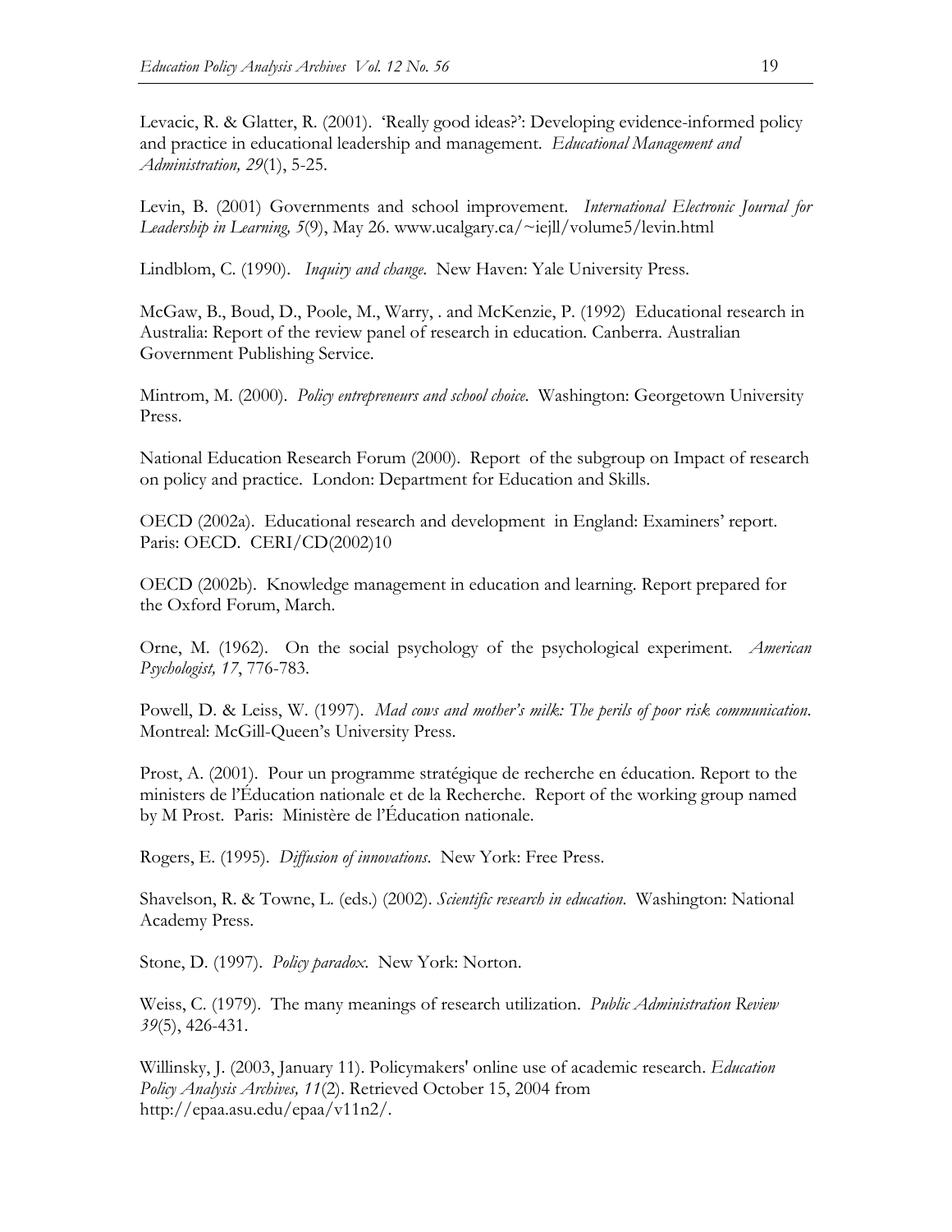Levacic, R. & Glatter, R. (2001). 'Really good ideas?': Developing evidence-informed policy and practice in educational leadership and management. *Educational Management and Administration, 29*(1), 5-25.

Levin, B. (2001) Governments and school improvement. *International Electronic Journal for Leadership in Learning, 5*(9), May 26. www.ucalgary.ca/~iejll/volume5/levin.html

Lindblom, C. (1990). *Inquiry and change*. New Haven: Yale University Press.

McGaw, B., Boud, D., Poole, M., Warry, . and McKenzie, P. (1992) Educational research in Australia: Report of the review panel of research in education. Canberra. Australian Government Publishing Service.

Mintrom, M. (2000). *Policy entrepreneurs and school choice*. Washington: Georgetown University Press.

National Education Research Forum (2000). Report of the subgroup on Impact of research on policy and practice. London: Department for Education and Skills.

OECD (2002a). Educational research and development in England: Examiners' report. Paris: OECD. CERI/CD(2002)10

OECD (2002b). Knowledge management in education and learning. Report prepared for the Oxford Forum, March.

Orne, M. (1962). On the social psychology of the psychological experiment. *American Psychologist, 17*, 776-783.

Powell, D. & Leiss, W. (1997). *Mad cows and mother's milk: The perils of poor risk communication*. Montreal: McGill-Queen's University Press.

Prost, A. (2001). Pour un programme stratégique de recherche en éducation. Report to the ministers de l'Éducation nationale et de la Recherche. Report of the working group named by M Prost. Paris: Ministère de l'Éducation nationale.

Rogers, E. (1995). *Diffusion of innovations*. New York: Free Press.

Shavelson, R. & Towne, L. (eds.) (2002). *Scientific research in education*. Washington: National Academy Press.

Stone, D. (1997). *Policy paradox*. New York: Norton.

Weiss, C. (1979). The many meanings of research utilization. *Public Administration Review 39*(5), 426-431.

Willinsky, J. (2003, January 11). Policymakers' online use of academic research. *Education Policy Analysis Archives, 11*(2). Retrieved October 15, 2004 from http://epaa.asu.edu/epaa/v11n2/.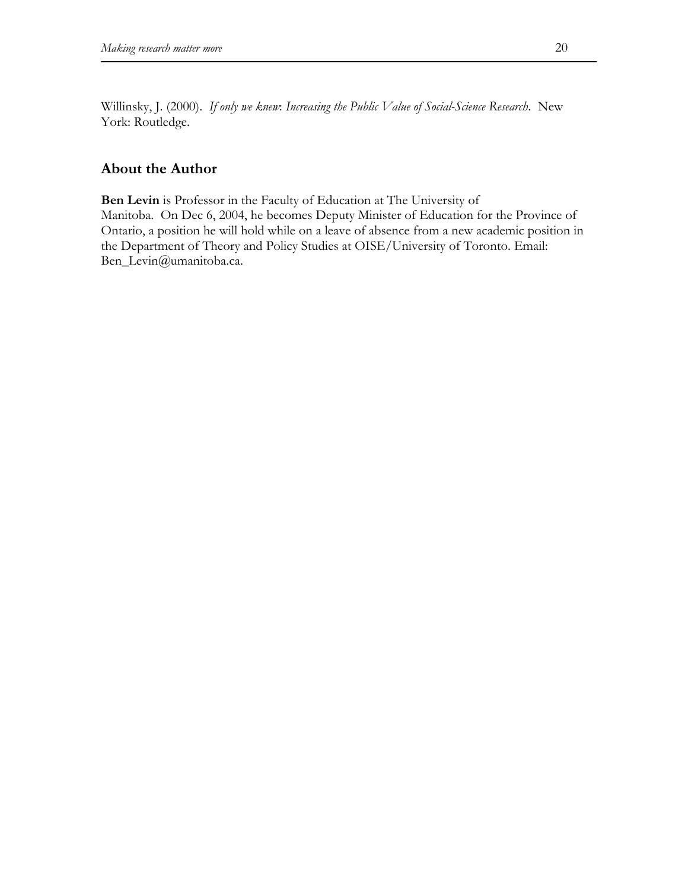Willinsky, J. (2000). *If only we knew: Increasing the Public Value of Social-Science Research*. New York: Routledge.

## About the Author

**Ben Levin** is Professor in the Faculty of Education at The University of Manitoba. On Dec 6, 2004, he becomes Deputy Minister of Education for the Province of Ontario, a position he will hold while on a leave of absence from a new academic position in the Department of Theory and Policy Studies at OISE/University of Toronto. Email: Ben_Levin@umanitoba.ca.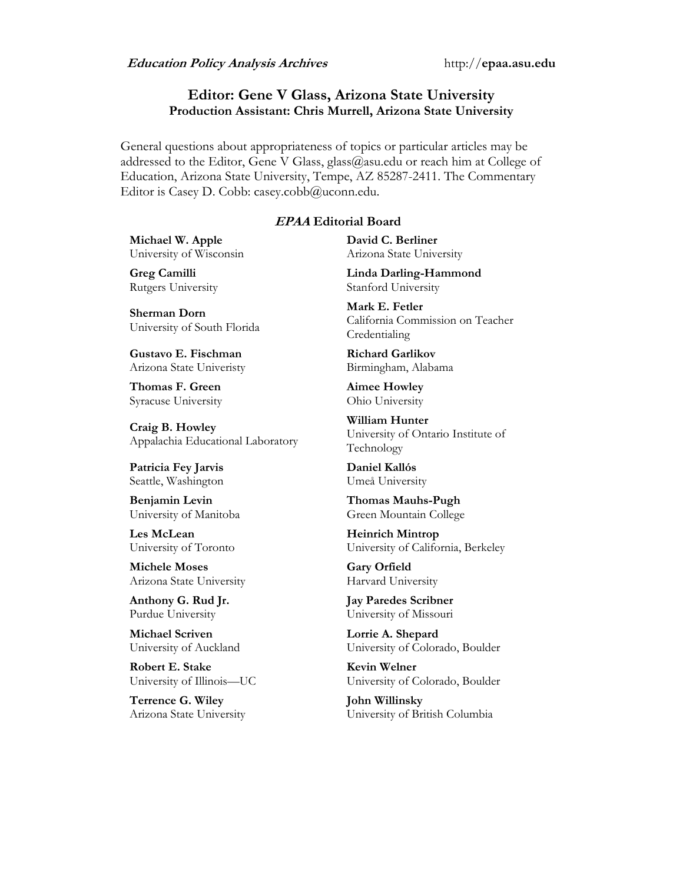**Editor: Gene V Glass, Arizona State University**
**Production Assistant: Chris Murrell, Arizona State University**

General questions about appropriateness of topics or particular articles may be addressed to the Editor, Gene V Glass, glass@asu.edu or reach him at College of Education, Arizona State University, Tempe, AZ 85287-2411. The Commentary Editor is Casey D. Cobb: casey.cobb@uconn.edu.

### *EPAA* Editorial Board

**Michael W. Apple**
University of Wisconsin

**David C. Berliner**
Arizona State University

**Greg Camilli**
Rutgers University

**Linda Darling-Hammond**
Stanford University

**Sherman Dorn**
University of South Florida

**Mark E. Fetler**
California Commission on Teacher Credentialing

**Gustavo E. Fischman**
Arizona State Univeristy

**Richard Garlikov**
Birmingham, Alabama

**Thomas F. Green**
Syracuse University

**Aimee Howley**
Ohio University

**Craig B. Howley**
Appalachia Educational Laboratory

**William Hunter**
University of Ontario Institute of Technology

**Patricia Fey Jarvis**
Seattle, Washington

**Daniel Kallós**
Umeå University

**Benjamin Levin**
University of Manitoba

**Thomas Mauhs-Pugh**
Green Mountain College

**Les McLean**
University of Toronto

**Heinrich Mintrop**
University of California, Berkeley

**Michele Moses**
Arizona State University

**Gary Orfield**
Harvard University

**Anthony G. Rud Jr.**
Purdue University

**Jay Paredes Scribner**
University of Missouri

**Michael Scriven**
University of Auckland

**Lorrie A. Shepard**
University of Colorado, Boulder

**Robert E. Stake**
University of Illinois—UC

**Kevin Welner**
University of Colorado, Boulder

**Terrence G. Wiley**
Arizona State University

**John Willinsky**
University of British Columbia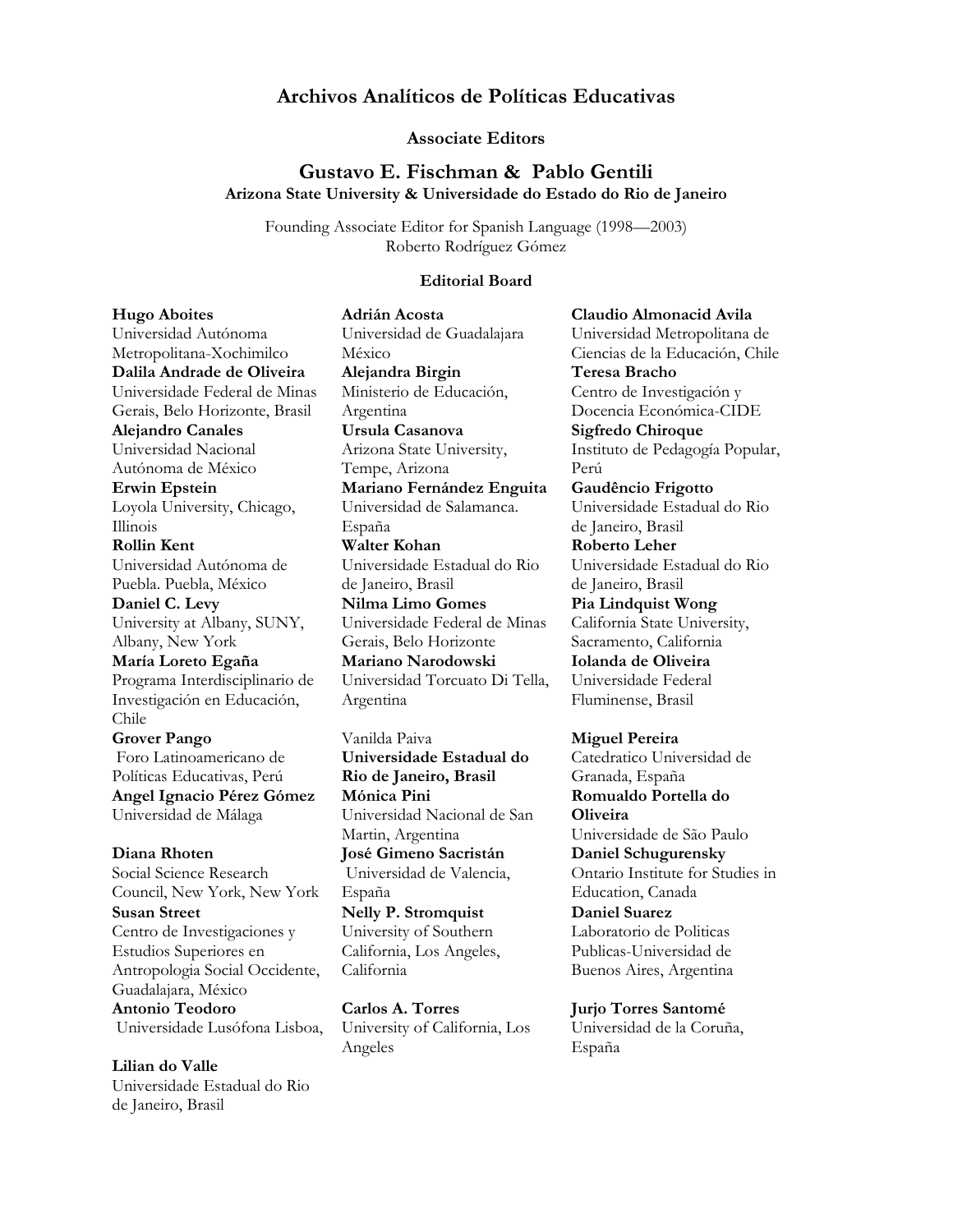# Archivos Analíticos de Políticas Educativas

**Associate Editors**

## Gustavo E. Fischman & Pablo Gentili

**Arizona State University & Universidade do Estado do Rio de Janeiro**

Founding Associate Editor for Spanish Language (1998—2003)
Roberto Rodríguez Gómez

**Editorial Board**

**Hugo Aboites**
Universidad Autónoma Metropolitana-Xochimilco

**Dalila Andrade de Oliveira**
Universidade Federal de Minas Gerais, Belo Horizonte, Brasil

**Alejandro Canales**
Universidad Nacional Autónoma de México

**Erwin Epstein**
Loyola University, Chicago, Illinois

**Rollin Kent**
Universidad Autónoma de Puebla. Puebla, México

**Daniel C. Levy**
University at Albany, SUNY, Albany, New York

**María Loreto Egaña**
Programa Interdisciplinario de Investigación en Educación, Chile

**Grover Pango**
Foro Latinoamericano de Políticas Educativas, Perú

**Angel Ignacio Pérez Gómez**
Universidad de Málaga

**Diana Rhoten**
Social Science Research Council, New York, New York

**Susan Street**
Centro de Investigaciones y Estudios Superiores en Antropologia Social Occidente, Guadalajara, México

**Antonio Teodoro**
Universidade Lusófona Lisboa,

**Lilian do Valle**
Universidade Estadual do Rio de Janeiro, Brasil

**Adrián Acosta**
Universidad de Guadalajara México

**Alejandra Birgin**
Ministerio de Educación, Argentina

**Ursula Casanova**
Arizona State University, Tempe, Arizona

**Mariano Fernández Enguita**
Universidad de Salamanca. España

**Walter Kohan**
Universidade Estadual do Rio de Janeiro, Brasil

**Nilma Limo Gomes**
Universidade Federal de Minas Gerais, Belo Horizonte

**Mariano Narodowski**
Universidad Torcuato Di Tella, Argentina

Vanilda Paiva
**Universidade Estadual do Rio de Janeiro, Brasil**

**Mónica Pini**
Universidad Nacional de San Martin, Argentina

**José Gimeno Sacristán**
Universidad de Valencia, España

**Nelly P. Stromquist**
University of Southern California, Los Angeles, California

**Carlos A. Torres**
University of California, Los Angeles

**Claudio Almonacid Avila**
Universidad Metropolitana de Ciencias de la Educación, Chile

**Teresa Bracho**
Centro de Investigación y Docencia Económica-CIDE

**Sigfredo Chiroque**
Instituto de Pedagogía Popular, Perú

**Gaudêncio Frigotto**
Universidade Estadual do Rio de Janeiro, Brasil

**Roberto Leher**
Universidade Estadual do Rio de Janeiro, Brasil

**Pia Lindquist Wong**
California State University, Sacramento, California

**Iolanda de Oliveira**
Universidade Federal Fluminense, Brasil

**Miguel Pereira**
Catedratico Universidad de Granada, España

**Romualdo Portella do Oliveira**
Universidade de São Paulo

**Daniel Schugurensky**
Ontario Institute for Studies in Education, Canada

**Daniel Suarez**
Laboratorio de Politicas Publicas-Universidad de Buenos Aires, Argentina

**Jurjo Torres Santomé**
Universidad de la Coruña, España